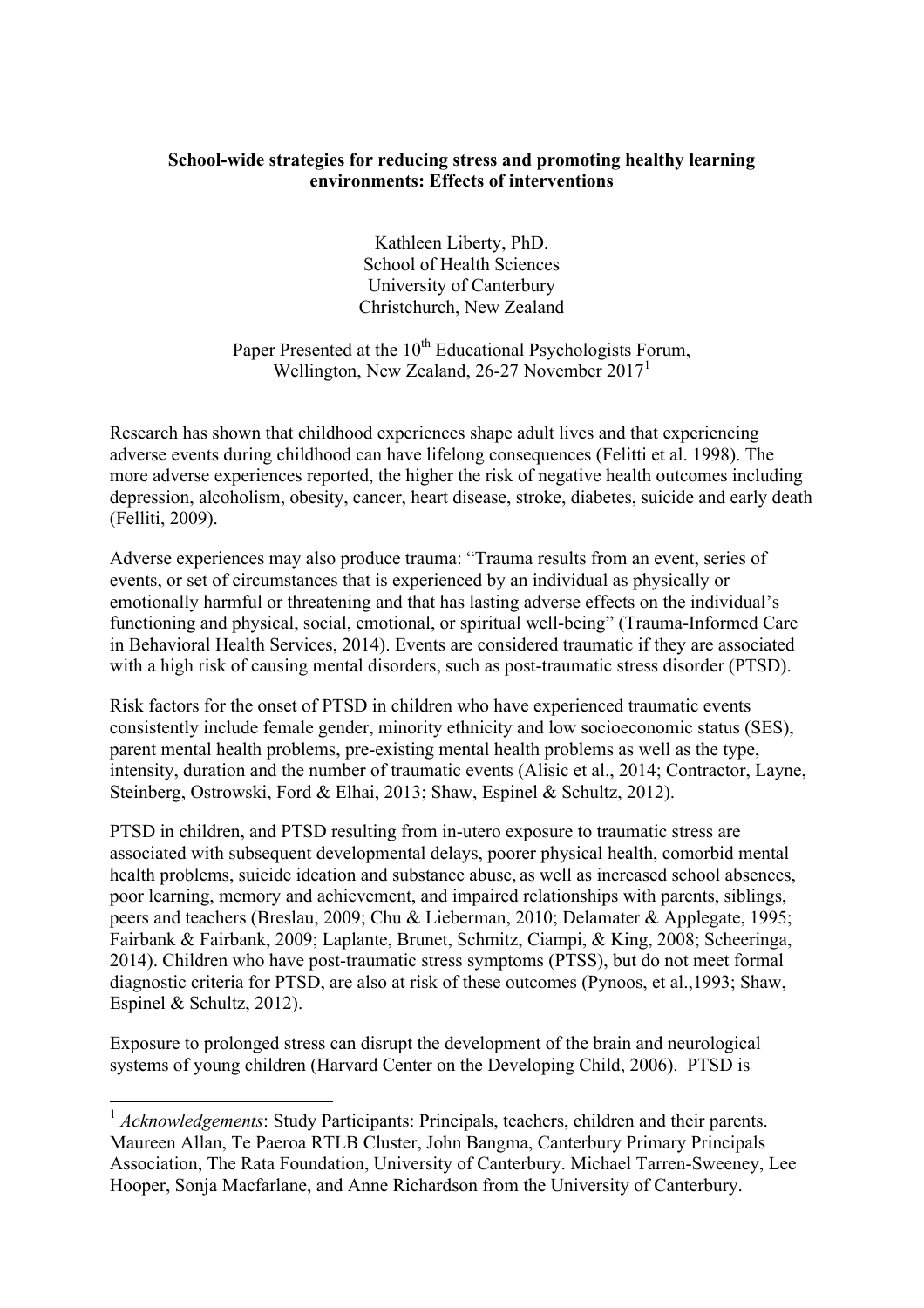**School-wide strategies for reducing stress and promoting healthy learning environments: Effects of interventions**

Kathleen Liberty, PhD.
School of Health Sciences
University of Canterbury
Christchurch, New Zealand

Paper Presented at the 10th Educational Psychologists Forum, Wellington, New Zealand, 26-27 November 2017[1]

Research has shown that childhood experiences shape adult lives and that experiencing adverse events during childhood can have lifelong consequences (Felitti et al. 1998). The more adverse experiences reported, the higher the risk of negative health outcomes including depression, alcoholism, obesity, cancer, heart disease, stroke, diabetes, suicide and early death (Felliti, 2009).

Adverse experiences may also produce trauma: "Trauma results from an event, series of events, or set of circumstances that is experienced by an individual as physically or emotionally harmful or threatening and that has lasting adverse effects on the individual's functioning and physical, social, emotional, or spiritual well-being" (Trauma-Informed Care in Behavioral Health Services, 2014). Events are considered traumatic if they are associated with a high risk of causing mental disorders, such as post-traumatic stress disorder (PTSD).

Risk factors for the onset of PTSD in children who have experienced traumatic events consistently include female gender, minority ethnicity and low socioeconomic status (SES), parent mental health problems, pre-existing mental health problems as well as the type, intensity, duration and the number of traumatic events (Alisic et al., 2014; Contractor, Layne, Steinberg, Ostrowski, Ford & Elhai, 2013; Shaw, Espinel & Schultz, 2012).

PTSD in children, and PTSD resulting from in-utero exposure to traumatic stress are associated with subsequent developmental delays, poorer physical health, comorbid mental health problems, suicide ideation and substance abuse, as well as increased school absences, poor learning, memory and achievement, and impaired relationships with parents, siblings, peers and teachers (Breslau, 2009; Chu & Lieberman, 2010; Delamater & Applegate, 1995; Fairbank & Fairbank, 2009; Laplante, Brunet, Schmitz, Ciampi, & King, 2008; Scheeringa, 2014). Children who have post-traumatic stress symptoms (PTSS), but do not meet formal diagnostic criteria for PTSD, are also at risk of these outcomes (Pynoos, et al.,1993; Shaw, Espinel & Schultz, 2012).

Exposure to prolonged stress can disrupt the development of the brain and neurological systems of young children (Harvard Center on the Developing Child, 2006). PTSD is

[1] *Acknowledgements*: Study Participants: Principals, teachers, children and their parents. Maureen Allan, Te Paeroa RTLB Cluster, John Bangma, Canterbury Primary Principals Association, The Rata Foundation, University of Canterbury. Michael Tarren-Sweeney, Lee Hooper, Sonja Macfarlane, and Anne Richardson from the University of Canterbury.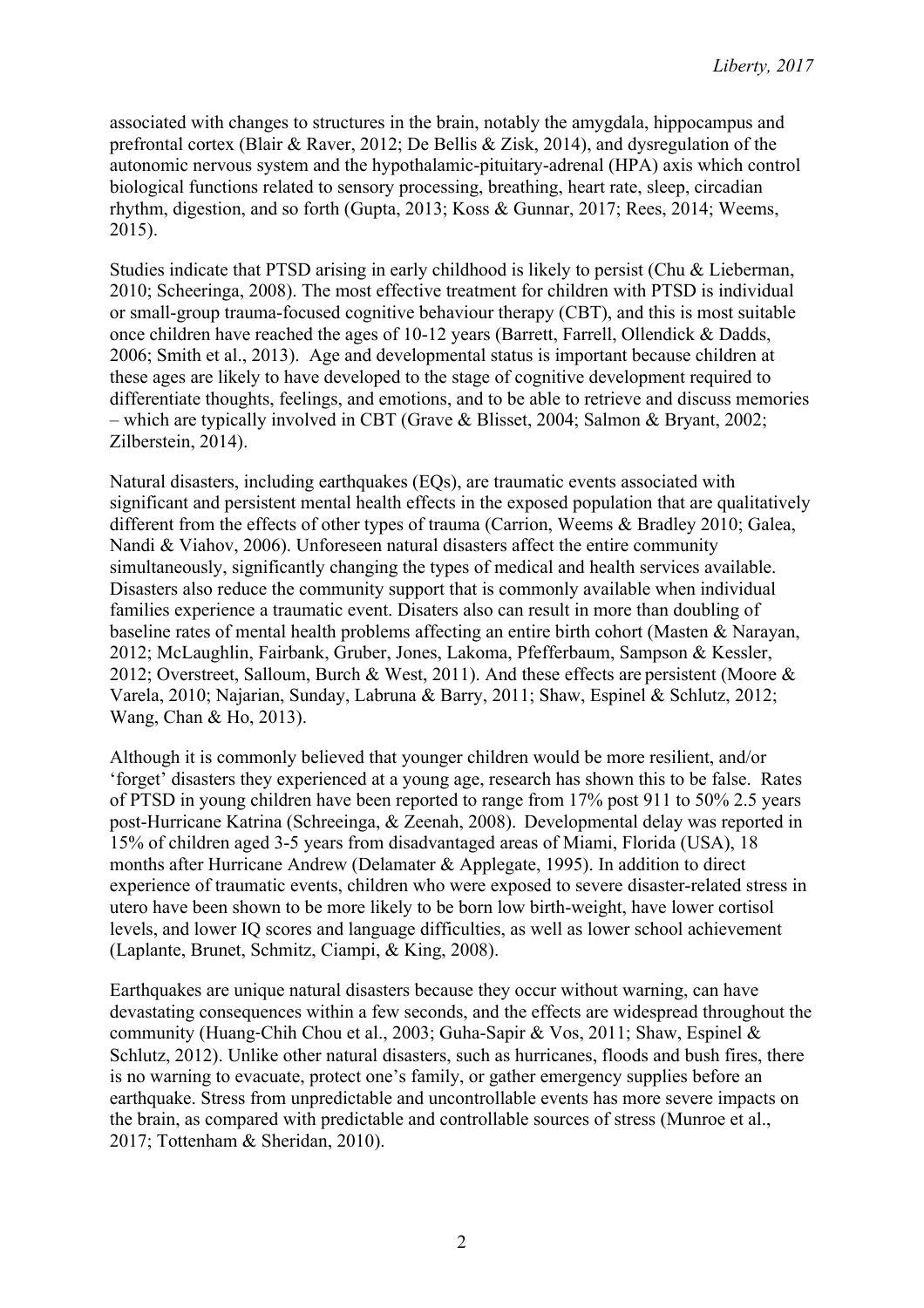associated with changes to structures in the brain, notably the amygdala, hippocampus and prefrontal cortex (Blair & Raver, 2012; De Bellis & Zisk, 2014), and dysregulation of the autonomic nervous system and the hypothalamic-pituitary-adrenal (HPA) axis which control biological functions related to sensory processing, breathing, heart rate, sleep, circadian rhythm, digestion, and so forth (Gupta, 2013; Koss & Gunnar, 2017; Rees, 2014; Weems, 2015).

Studies indicate that PTSD arising in early childhood is likely to persist (Chu & Lieberman, 2010; Scheeringa, 2008). The most effective treatment for children with PTSD is individual or small-group trauma-focused cognitive behaviour therapy (CBT), and this is most suitable once children have reached the ages of 10-12 years (Barrett, Farrell, Ollendick & Dadds, 2006; Smith et al., 2013). Age and developmental status is important because children at these ages are likely to have developed to the stage of cognitive development required to differentiate thoughts, feelings, and emotions, and to be able to retrieve and discuss memories – which are typically involved in CBT (Grave & Blisset, 2004; Salmon & Bryant, 2002; Zilberstein, 2014).

Natural disasters, including earthquakes (EQs), are traumatic events associated with significant and persistent mental health effects in the exposed population that are qualitatively different from the effects of other types of trauma (Carrion, Weems & Bradley 2010; Galea, Nandi & Viahov, 2006). Unforeseen natural disasters affect the entire community simultaneously, significantly changing the types of medical and health services available. Disasters also reduce the community support that is commonly available when individual families experience a traumatic event. Disaters also can result in more than doubling of baseline rates of mental health problems affecting an entire birth cohort (Masten & Narayan, 2012; McLaughlin, Fairbank, Gruber, Jones, Lakoma, Pfefferbaum, Sampson & Kessler, 2012; Overstreet, Salloum, Burch & West, 2011). And these effects are persistent (Moore & Varela, 2010; Najarian, Sunday, Labruna & Barry, 2011; Shaw, Espinel & Schlutz, 2012; Wang, Chan & Ho, 2013).

Although it is commonly believed that younger children would be more resilient, and/or 'forget' disasters they experienced at a young age, research has shown this to be false. Rates of PTSD in young children have been reported to range from 17% post 911 to 50% 2.5 years post-Hurricane Katrina (Schreeinga, & Zeenah, 2008). Developmental delay was reported in 15% of children aged 3-5 years from disadvantaged areas of Miami, Florida (USA), 18 months after Hurricane Andrew (Delamater & Applegate, 1995). In addition to direct experience of traumatic events, children who were exposed to severe disaster-related stress in utero have been shown to be more likely to be born low birth-weight, have lower cortisol levels, and lower IQ scores and language difficulties, as well as lower school achievement (Laplante, Brunet, Schmitz, Ciampi, & King, 2008).

Earthquakes are unique natural disasters because they occur without warning, can have devastating consequences within a few seconds, and the effects are widespread throughout the community (Huang-Chih Chou et al., 2003; Guha-Sapir & Vos, 2011; Shaw, Espinel & Schlutz, 2012). Unlike other natural disasters, such as hurricanes, floods and bush fires, there is no warning to evacuate, protect one's family, or gather emergency supplies before an earthquake. Stress from unpredictable and uncontrollable events has more severe impacts on the brain, as compared with predictable and controllable sources of stress (Munroe et al., 2017; Tottenham & Sheridan, 2010).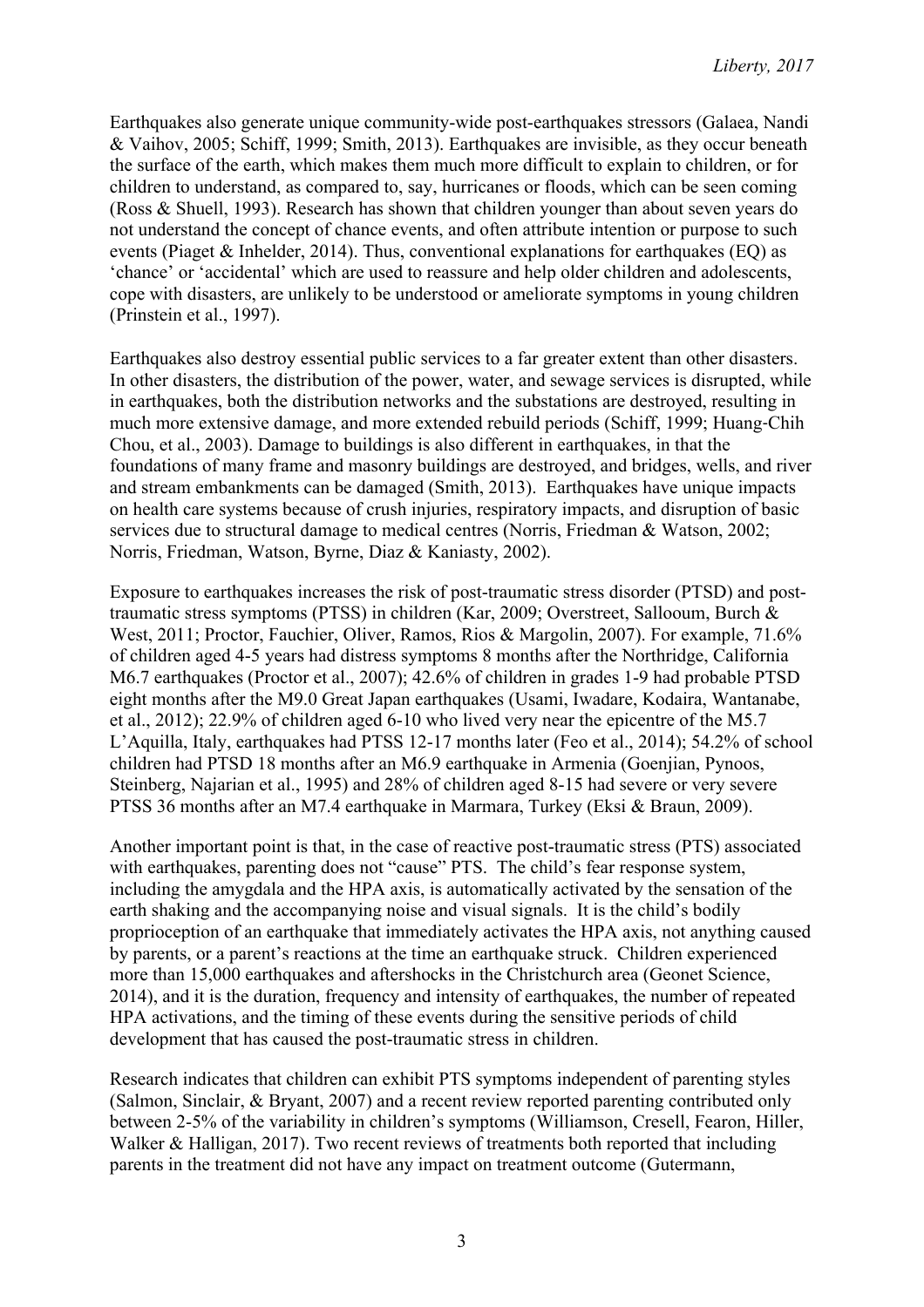Earthquakes also generate unique community-wide post-earthquakes stressors (Galaea, Nandi & Vaihov, 2005; Schiff, 1999; Smith, 2013). Earthquakes are invisible, as they occur beneath the surface of the earth, which makes them much more difficult to explain to children, or for children to understand, as compared to, say, hurricanes or floods, which can be seen coming (Ross & Shuell, 1993). Research has shown that children younger than about seven years do not understand the concept of chance events, and often attribute intention or purpose to such events (Piaget & Inhelder, 2014). Thus, conventional explanations for earthquakes (EQ) as 'chance' or 'accidental' which are used to reassure and help older children and adolescents, cope with disasters, are unlikely to be understood or ameliorate symptoms in young children (Prinstein et al., 1997).

Earthquakes also destroy essential public services to a far greater extent than other disasters. In other disasters, the distribution of the power, water, and sewage services is disrupted, while in earthquakes, both the distribution networks and the substations are destroyed, resulting in much more extensive damage, and more extended rebuild periods (Schiff, 1999; Huang-Chih Chou, et al., 2003). Damage to buildings is also different in earthquakes, in that the foundations of many frame and masonry buildings are destroyed, and bridges, wells, and river and stream embankments can be damaged (Smith, 2013). Earthquakes have unique impacts on health care systems because of crush injuries, respiratory impacts, and disruption of basic services due to structural damage to medical centres (Norris, Friedman & Watson, 2002; Norris, Friedman, Watson, Byrne, Diaz & Kaniasty, 2002).

Exposure to earthquakes increases the risk of post-traumatic stress disorder (PTSD) and post-traumatic stress symptoms (PTSS) in children (Kar, 2009; Overstreet, Salloum, Burch & West, 2011; Proctor, Fauchier, Oliver, Ramos, Rios & Margolin, 2007). For example, 71.6% of children aged 4-5 years had distress symptoms 8 months after the Northridge, California M6.7 earthquakes (Proctor et al., 2007); 42.6% of children in grades 1-9 had probable PTSD eight months after the M9.0 Great Japan earthquakes (Usami, Iwadare, Kodaira, Wantanabe, et al., 2012); 22.9% of children aged 6-10 who lived very near the epicentre of the M5.7 L'Aquilla, Italy, earthquakes had PTSS 12-17 months later (Feo et al., 2014); 54.2% of school children had PTSD 18 months after an M6.9 earthquake in Armenia (Goenjian, Pynoos, Steinberg, Najarian et al., 1995) and 28% of children aged 8-15 had severe or very severe PTSS 36 months after an M7.4 earthquake in Marmara, Turkey (Eksi & Braun, 2009).

Another important point is that, in the case of reactive post-traumatic stress (PTS) associated with earthquakes, parenting does not "cause" PTS. The child's fear response system, including the amygdala and the HPA axis, is automatically activated by the sensation of the earth shaking and the accompanying noise and visual signals. It is the child's bodily proprioception of an earthquake that immediately activates the HPA axis, not anything caused by parents, or a parent's reactions at the time an earthquake struck. Children experienced more than 15,000 earthquakes and aftershocks in the Christchurch area (Geonet Science, 2014), and it is the duration, frequency and intensity of earthquakes, the number of repeated HPA activations, and the timing of these events during the sensitive periods of child development that has caused the post-traumatic stress in children.

Research indicates that children can exhibit PTS symptoms independent of parenting styles (Salmon, Sinclair, & Bryant, 2007) and a recent review reported parenting contributed only between 2-5% of the variability in children's symptoms (Williamson, Cresell, Fearon, Hiller, Walker & Halligan, 2017). Two recent reviews of treatments both reported that including parents in the treatment did not have any impact on treatment outcome (Gutermann,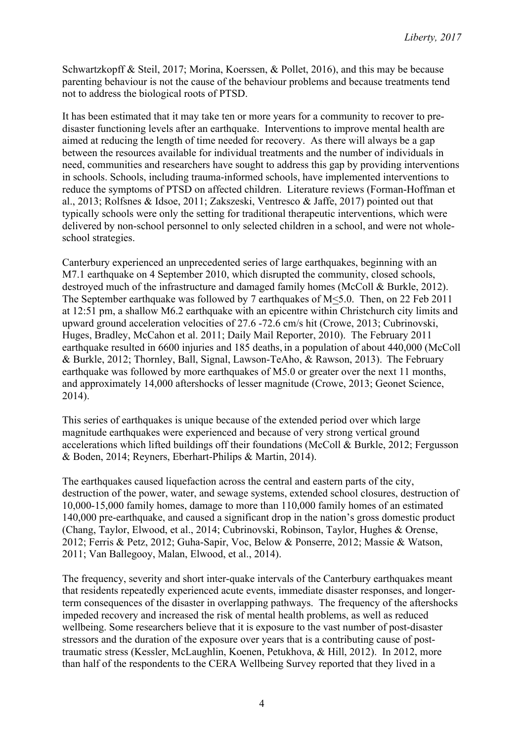Schwartzkopff & Steil, 2017; Morina, Koerssen, & Pollet, 2016), and this may be because parenting behaviour is not the cause of the behaviour problems and because treatments tend not to address the biological roots of PTSD.

It has been estimated that it may take ten or more years for a community to recover to pre-disaster functioning levels after an earthquake. Interventions to improve mental health are aimed at reducing the length of time needed for recovery. As there will always be a gap between the resources available for individual treatments and the number of individuals in need, communities and researchers have sought to address this gap by providing interventions in schools. Schools, including trauma-informed schools, have implemented interventions to reduce the symptoms of PTSD on affected children. Literature reviews (Forman-Hoffman et al., 2013; Rolfsnes & Idsoe, 2011; Zakszeski, Ventresco & Jaffe, 2017) pointed out that typically schools were only the setting for traditional therapeutic interventions, which were delivered by non-school personnel to only selected children in a school, and were not whole-school strategies.

Canterbury experienced an unprecedented series of large earthquakes, beginning with an M7.1 earthquake on 4 September 2010, which disrupted the community, closed schools, destroyed much of the infrastructure and damaged family homes (McColl & Burkle, 2012). The September earthquake was followed by 7 earthquakes of M≤5.0. Then, on 22 Feb 2011 at 12:51 pm, a shallow M6.2 earthquake with an epicentre within Christchurch city limits and upward ground acceleration velocities of 27.6 -72.6 cm/s hit (Crowe, 2013; Cubrinovski, Huges, Bradley, McCahon et al. 2011; Daily Mail Reporter, 2010). The February 2011 earthquake resulted in 6600 injuries and 185 deaths, in a population of about 440,000 (McColl & Burkle, 2012; Thornley, Ball, Signal, Lawson-TeAho, & Rawson, 2013). The February earthquake was followed by more earthquakes of M5.0 or greater over the next 11 months, and approximately 14,000 aftershocks of lesser magnitude (Crowe, 2013; Geonet Science, 2014).

This series of earthquakes is unique because of the extended period over which large magnitude earthquakes were experienced and because of very strong vertical ground accelerations which lifted buildings off their foundations (McColl & Burkle, 2012; Fergusson & Boden, 2014; Reyners, Eberhart-Philips & Martin, 2014).

The earthquakes caused liquefaction across the central and eastern parts of the city, destruction of the power, water, and sewage systems, extended school closures, destruction of 10,000-15,000 family homes, damage to more than 110,000 family homes of an estimated 140,000 pre-earthquake, and caused a significant drop in the nation's gross domestic product (Chang, Taylor, Elwood, et al., 2014; Cubrinovski, Robinson, Taylor, Hughes & Orense, 2012; Ferris & Petz, 2012; Guha-Sapir, Voc, Below & Ponserre, 2012; Massie & Watson, 2011; Van Ballegooy, Malan, Elwood, et al., 2014).

The frequency, severity and short inter-quake intervals of the Canterbury earthquakes meant that residents repeatedly experienced acute events, immediate disaster responses, and longer-term consequences of the disaster in overlapping pathways. The frequency of the aftershocks impeded recovery and increased the risk of mental health problems, as well as reduced wellbeing. Some researchers believe that it is exposure to the vast number of post-disaster stressors and the duration of the exposure over years that is a contributing cause of post-traumatic stress (Kessler, McLaughlin, Koenen, Petukhova, & Hill, 2012). In 2012, more than half of the respondents to the CERA Wellbeing Survey reported that they lived in a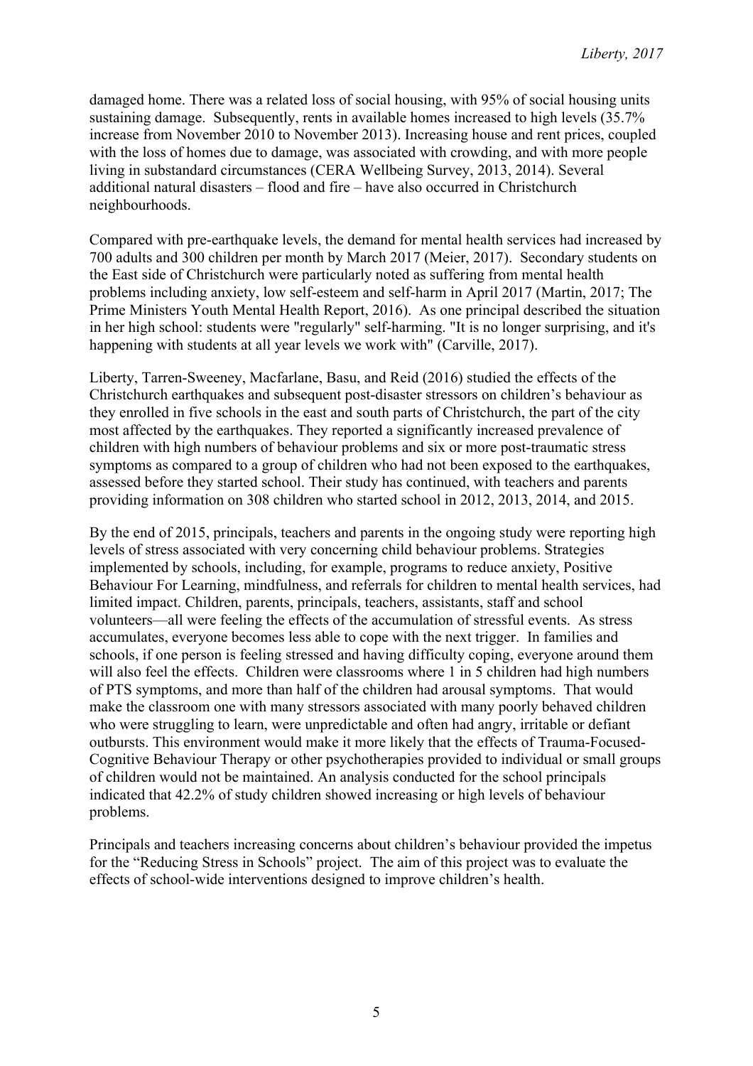damaged home. There was a related loss of social housing, with 95% of social housing units sustaining damage. Subsequently, rents in available homes increased to high levels (35.7% increase from November 2010 to November 2013). Increasing house and rent prices, coupled with the loss of homes due to damage, was associated with crowding, and with more people living in substandard circumstances (CERA Wellbeing Survey, 2013, 2014). Several additional natural disasters – flood and fire – have also occurred in Christchurch neighbourhoods.

Compared with pre-earthquake levels, the demand for mental health services had increased by 700 adults and 300 children per month by March 2017 (Meier, 2017). Secondary students on the East side of Christchurch were particularly noted as suffering from mental health problems including anxiety, low self-esteem and self-harm in April 2017 (Martin, 2017; The Prime Ministers Youth Mental Health Report, 2016). As one principal described the situation in her high school: students were "regularly" self-harming. "It is no longer surprising, and it's happening with students at all year levels we work with" (Carville, 2017).

Liberty, Tarren-Sweeney, Macfarlane, Basu, and Reid (2016) studied the effects of the Christchurch earthquakes and subsequent post-disaster stressors on children's behaviour as they enrolled in five schools in the east and south parts of Christchurch, the part of the city most affected by the earthquakes. They reported a significantly increased prevalence of children with high numbers of behaviour problems and six or more post-traumatic stress symptoms as compared to a group of children who had not been exposed to the earthquakes, assessed before they started school. Their study has continued, with teachers and parents providing information on 308 children who started school in 2012, 2013, 2014, and 2015.

By the end of 2015, principals, teachers and parents in the ongoing study were reporting high levels of stress associated with very concerning child behaviour problems. Strategies implemented by schools, including, for example, programs to reduce anxiety, Positive Behaviour For Learning, mindfulness, and referrals for children to mental health services, had limited impact. Children, parents, principals, teachers, assistants, staff and school volunteers—all were feeling the effects of the accumulation of stressful events. As stress accumulates, everyone becomes less able to cope with the next trigger. In families and schools, if one person is feeling stressed and having difficulty coping, everyone around them will also feel the effects. Children were classrooms where 1 in 5 children had high numbers of PTS symptoms, and more than half of the children had arousal symptoms. That would make the classroom one with many stressors associated with many poorly behaved children who were struggling to learn, were unpredictable and often had angry, irritable or defiant outbursts. This environment would make it more likely that the effects of Trauma-Focused-Cognitive Behaviour Therapy or other psychotherapies provided to individual or small groups of children would not be maintained. An analysis conducted for the school principals indicated that 42.2% of study children showed increasing or high levels of behaviour problems.

Principals and teachers increasing concerns about children's behaviour provided the impetus for the "Reducing Stress in Schools" project. The aim of this project was to evaluate the effects of school-wide interventions designed to improve children's health.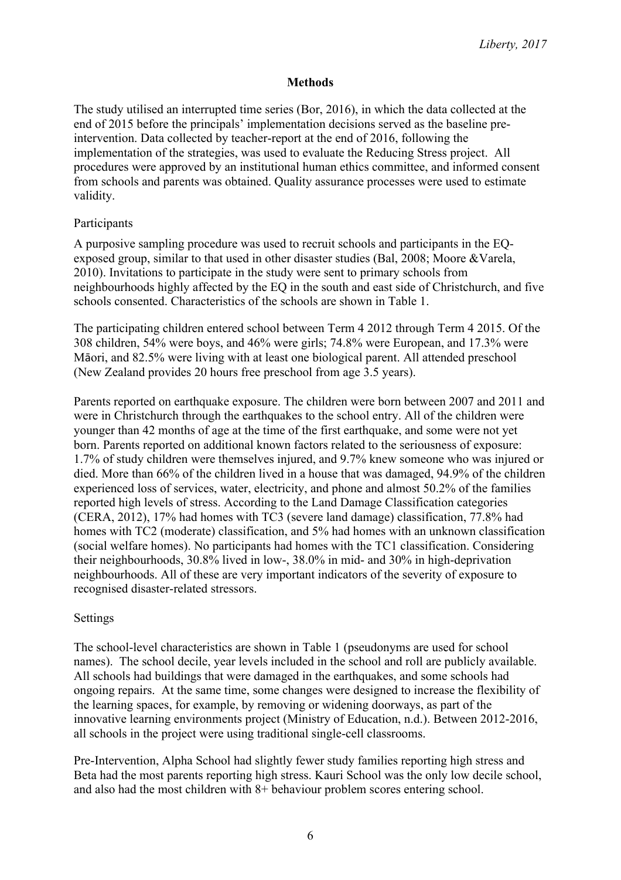## Methods

The study utilised an interrupted time series (Bor, 2016), in which the data collected at the end of 2015 before the principals' implementation decisions served as the baseline pre-intervention. Data collected by teacher-report at the end of 2016, following the implementation of the strategies, was used to evaluate the Reducing Stress project. All procedures were approved by an institutional human ethics committee, and informed consent from schools and parents was obtained. Quality assurance processes were used to estimate validity.

### Participants

A purposive sampling procedure was used to recruit schools and participants in the EQ-exposed group, similar to that used in other disaster studies (Bal, 2008; Moore &Varela, 2010). Invitations to participate in the study were sent to primary schools from neighbourhoods highly affected by the EQ in the south and east side of Christchurch, and five schools consented. Characteristics of the schools are shown in Table 1.

The participating children entered school between Term 4 2012 through Term 4 2015. Of the 308 children, 54% were boys, and 46% were girls; 74.8% were European, and 17.3% were Māori, and 82.5% were living with at least one biological parent. All attended preschool (New Zealand provides 20 hours free preschool from age 3.5 years).

Parents reported on earthquake exposure. The children were born between 2007 and 2011 and were in Christchurch through the earthquakes to the school entry. All of the children were younger than 42 months of age at the time of the first earthquake, and some were not yet born. Parents reported on additional known factors related to the seriousness of exposure: 1.7% of study children were themselves injured, and 9.7% knew someone who was injured or died. More than 66% of the children lived in a house that was damaged, 94.9% of the children experienced loss of services, water, electricity, and phone and almost 50.2% of the families reported high levels of stress. According to the Land Damage Classification categories (CERA, 2012), 17% had homes with TC3 (severe land damage) classification, 77.8% had homes with TC2 (moderate) classification, and 5% had homes with an unknown classification (social welfare homes). No participants had homes with the TC1 classification. Considering their neighbourhoods, 30.8% lived in low-, 38.0% in mid- and 30% in high-deprivation neighbourhoods. All of these are very important indicators of the severity of exposure to recognised disaster-related stressors.

### Settings

The school-level characteristics are shown in Table 1 (pseudonyms are used for school names). The school decile, year levels included in the school and roll are publicly available. All schools had buildings that were damaged in the earthquakes, and some schools had ongoing repairs. At the same time, some changes were designed to increase the flexibility of the learning spaces, for example, by removing or widening doorways, as part of the innovative learning environments project (Ministry of Education, n.d.). Between 2012-2016, all schools in the project were using traditional single-cell classrooms.

Pre-Intervention, Alpha School had slightly fewer study families reporting high stress and Beta had the most parents reporting high stress. Kauri School was the only low decile school, and also had the most children with 8+ behaviour problem scores entering school.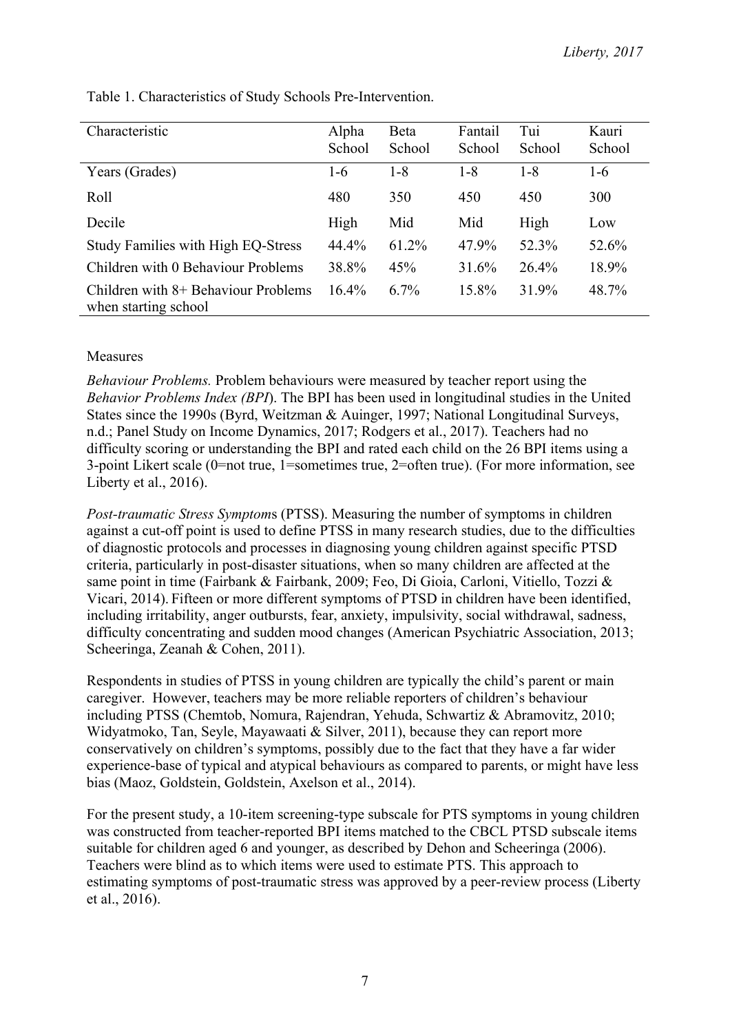Table 1. Characteristics of Study Schools Pre-Intervention.

| Characteristic | Alpha School | Beta School | Fantail School | Tui School | Kauri School |
|---|---|---|---|---|---|
| Years (Grades) | 1-6 | 1-8 | 1-8 | 1-8 | 1-6 |
| Roll | 480 | 350 | 450 | 450 | 300 |
| Decile | High | Mid | Mid | High | Low |
| Study Families with High EQ-Stress | 44.4% | 61.2% | 47.9% | 52.3% | 52.6% |
| Children with 0 Behaviour Problems | 38.8% | 45% | 31.6% | 26.4% | 18.9% |
| Children with 8+ Behaviour Problems when starting school | 16.4% | 6.7% | 15.8% | 31.9% | 48.7% |

Measures

*Behaviour Problems.* Problem behaviours were measured by teacher report using the *Behavior Problems Index (BPI*). The BPI has been used in longitudinal studies in the United States since the 1990s (Byrd, Weitzman & Auinger, 1997; National Longitudinal Surveys, n.d.; Panel Study on Income Dynamics, 2017; Rodgers et al., 2017). Teachers had no difficulty scoring or understanding the BPI and rated each child on the 26 BPI items using a 3-point Likert scale (0=not true, 1=sometimes true, 2=often true). (For more information, see Liberty et al., 2016).

*Post-traumatic Stress Symptom*s (PTSS). Measuring the number of symptoms in children against a cut-off point is used to define PTSS in many research studies, due to the difficulties of diagnostic protocols and processes in diagnosing young children against specific PTSD criteria, particularly in post-disaster situations, when so many children are affected at the same point in time (Fairbank & Fairbank, 2009; Feo, Di Gioia, Carloni, Vitiello, Tozzi & Vicari, 2014). Fifteen or more different symptoms of PTSD in children have been identified, including irritability, anger outbursts, fear, anxiety, impulsivity, social withdrawal, sadness, difficulty concentrating and sudden mood changes (American Psychiatric Association, 2013; Scheeringa, Zeanah & Cohen, 2011).

Respondents in studies of PTSS in young children are typically the child's parent or main caregiver. However, teachers may be more reliable reporters of children's behaviour including PTSS (Chemtob, Nomura, Rajendran, Yehuda, Schwartiz & Abramovitz, 2010; Widyatmoko, Tan, Seyle, Mayawaati & Silver, 2011), because they can report more conservatively on children's symptoms, possibly due to the fact that they have a far wider experience-base of typical and atypical behaviours as compared to parents, or might have less bias (Maoz, Goldstein, Goldstein, Axelson et al., 2014).

For the present study, a 10-item screening-type subscale for PTS symptoms in young children was constructed from teacher-reported BPI items matched to the CBCL PTSD subscale items suitable for children aged 6 and younger, as described by Dehon and Scheeringa (2006). Teachers were blind as to which items were used to estimate PTS. This approach to estimating symptoms of post-traumatic stress was approved by a peer-review process (Liberty et al., 2016).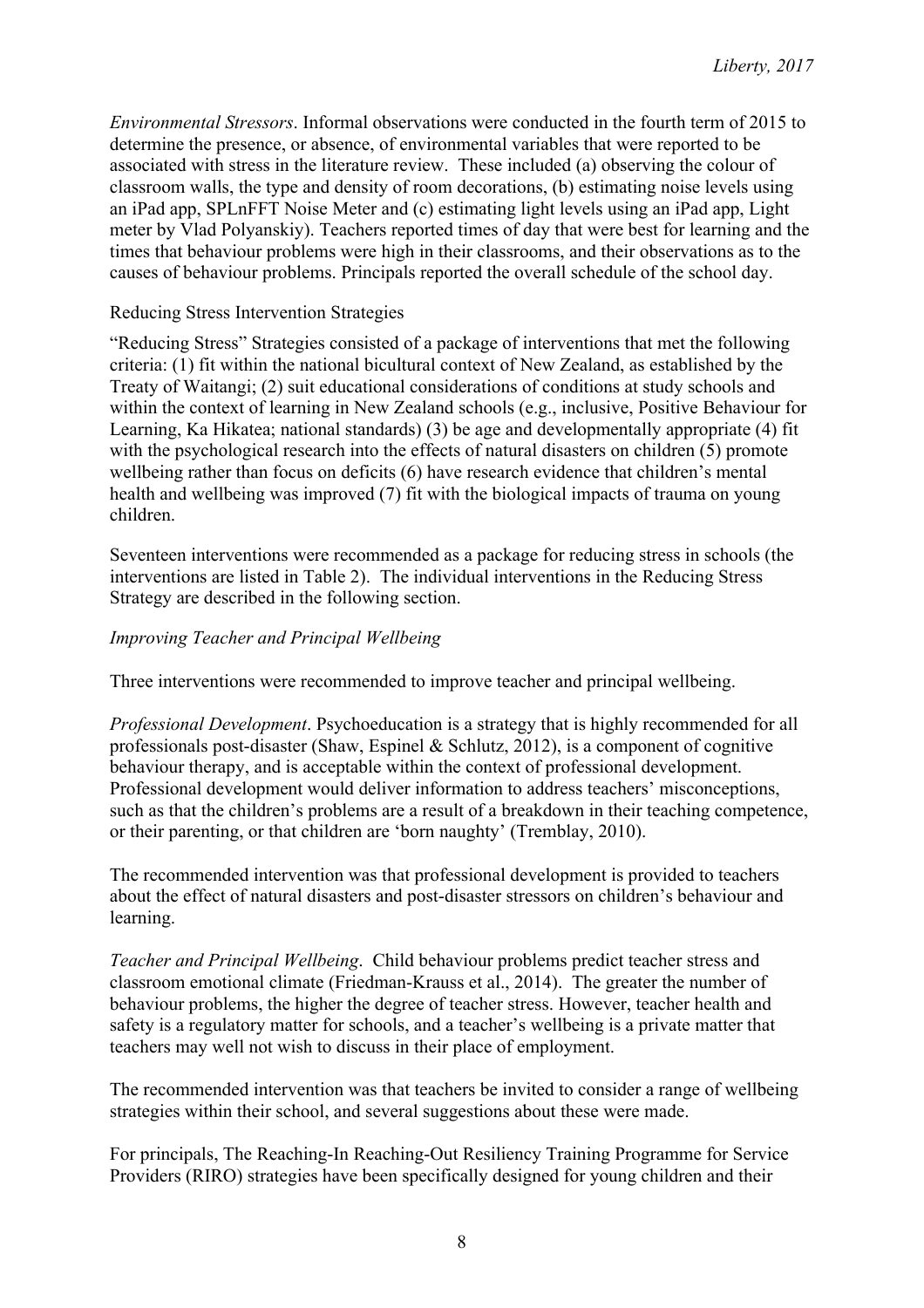*Environmental Stressors*. Informal observations were conducted in the fourth term of 2015 to determine the presence, or absence, of environmental variables that were reported to be associated with stress in the literature review. These included (a) observing the colour of classroom walls, the type and density of room decorations, (b) estimating noise levels using an iPad app, SPLnFFT Noise Meter and (c) estimating light levels using an iPad app, Light meter by Vlad Polyanskiy). Teachers reported times of day that were best for learning and the times that behaviour problems were high in their classrooms, and their observations as to the causes of behaviour problems. Principals reported the overall schedule of the school day.

## Reducing Stress Intervention Strategies

"Reducing Stress" Strategies consisted of a package of interventions that met the following criteria: (1) fit within the national bicultural context of New Zealand, as established by the Treaty of Waitangi; (2) suit educational considerations of conditions at study schools and within the context of learning in New Zealand schools (e.g., inclusive, Positive Behaviour for Learning, Ka Hikatea; national standards) (3) be age and developmentally appropriate (4) fit with the psychological research into the effects of natural disasters on children (5) promote wellbeing rather than focus on deficits (6) have research evidence that children's mental health and wellbeing was improved (7) fit with the biological impacts of trauma on young children.

Seventeen interventions were recommended as a package for reducing stress in schools (the interventions are listed in Table 2). The individual interventions in the Reducing Stress Strategy are described in the following section.

### *Improving Teacher and Principal Wellbeing*

Three interventions were recommended to improve teacher and principal wellbeing.

*Professional Development*. Psychoeducation is a strategy that is highly recommended for all professionals post-disaster (Shaw, Espinel & Schlutz, 2012), is a component of cognitive behaviour therapy, and is acceptable within the context of professional development. Professional development would deliver information to address teachers' misconceptions, such as that the children's problems are a result of a breakdown in their teaching competence, or their parenting, or that children are 'born naughty' (Tremblay, 2010).

The recommended intervention was that professional development is provided to teachers about the effect of natural disasters and post-disaster stressors on children's behaviour and learning.

*Teacher and Principal Wellbeing*. Child behaviour problems predict teacher stress and classroom emotional climate (Friedman-Krauss et al., 2014). The greater the number of behaviour problems, the higher the degree of teacher stress. However, teacher health and safety is a regulatory matter for schools, and a teacher's wellbeing is a private matter that teachers may well not wish to discuss in their place of employment.

The recommended intervention was that teachers be invited to consider a range of wellbeing strategies within their school, and several suggestions about these were made.

For principals, The Reaching-In Reaching-Out Resiliency Training Programme for Service Providers (RIRO) strategies have been specifically designed for young children and their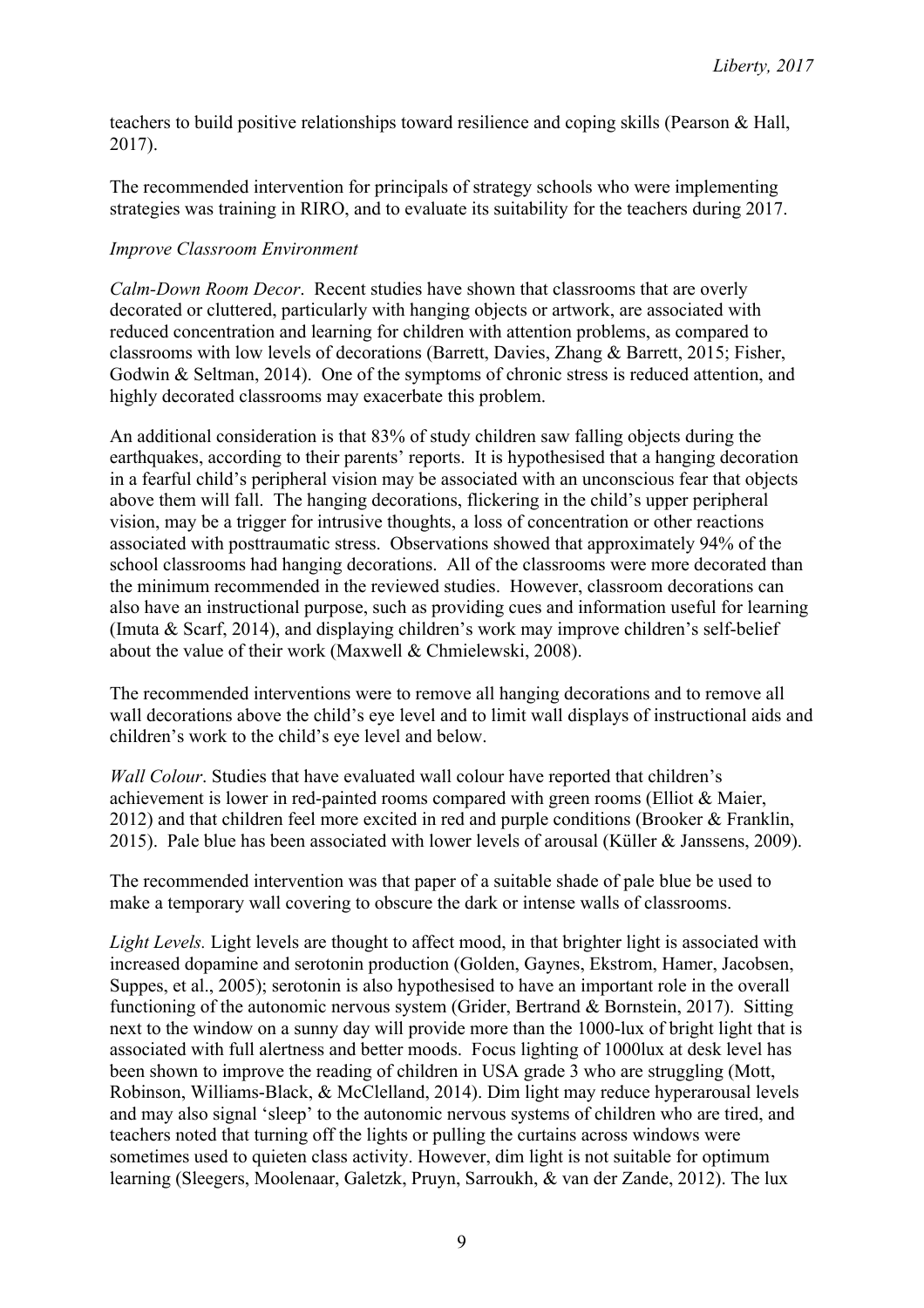teachers to build positive relationships toward resilience and coping skills (Pearson & Hall, 2017).

The recommended intervention for principals of strategy schools who were implementing strategies was training in RIRO, and to evaluate its suitability for the teachers during 2017.

*Improve Classroom Environment*

*Calm-Down Room Decor*. Recent studies have shown that classrooms that are overly decorated or cluttered, particularly with hanging objects or artwork, are associated with reduced concentration and learning for children with attention problems, as compared to classrooms with low levels of decorations (Barrett, Davies, Zhang & Barrett, 2015; Fisher, Godwin & Seltman, 2014). One of the symptoms of chronic stress is reduced attention, and highly decorated classrooms may exacerbate this problem.

An additional consideration is that 83% of study children saw falling objects during the earthquakes, according to their parents' reports. It is hypothesised that a hanging decoration in a fearful child's peripheral vision may be associated with an unconscious fear that objects above them will fall. The hanging decorations, flickering in the child's upper peripheral vision, may be a trigger for intrusive thoughts, a loss of concentration or other reactions associated with posttraumatic stress. Observations showed that approximately 94% of the school classrooms had hanging decorations. All of the classrooms were more decorated than the minimum recommended in the reviewed studies. However, classroom decorations can also have an instructional purpose, such as providing cues and information useful for learning (Imuta & Scarf, 2014), and displaying children's work may improve children's self-belief about the value of their work (Maxwell & Chmielewski, 2008).

The recommended interventions were to remove all hanging decorations and to remove all wall decorations above the child's eye level and to limit wall displays of instructional aids and children's work to the child's eye level and below.

*Wall Colour*. Studies that have evaluated wall colour have reported that children's achievement is lower in red-painted rooms compared with green rooms (Elliot & Maier, 2012) and that children feel more excited in red and purple conditions (Brooker & Franklin, 2015). Pale blue has been associated with lower levels of arousal (Küller & Janssens, 2009).

The recommended intervention was that paper of a suitable shade of pale blue be used to make a temporary wall covering to obscure the dark or intense walls of classrooms.

*Light Levels.* Light levels are thought to affect mood, in that brighter light is associated with increased dopamine and serotonin production (Golden, Gaynes, Ekstrom, Hamer, Jacobsen, Suppes, et al., 2005); serotonin is also hypothesised to have an important role in the overall functioning of the autonomic nervous system (Grider, Bertrand & Bornstein, 2017). Sitting next to the window on a sunny day will provide more than the 1000-lux of bright light that is associated with full alertness and better moods. Focus lighting of 1000lux at desk level has been shown to improve the reading of children in USA grade 3 who are struggling (Mott, Robinson, Williams-Black, & McClelland, 2014). Dim light may reduce hyperarousal levels and may also signal 'sleep' to the autonomic nervous systems of children who are tired, and teachers noted that turning off the lights or pulling the curtains across windows were sometimes used to quieten class activity. However, dim light is not suitable for optimum learning (Sleegers, Moolenaar, Galetzk, Pruyn, Sarroukh, & van der Zande, 2012). The lux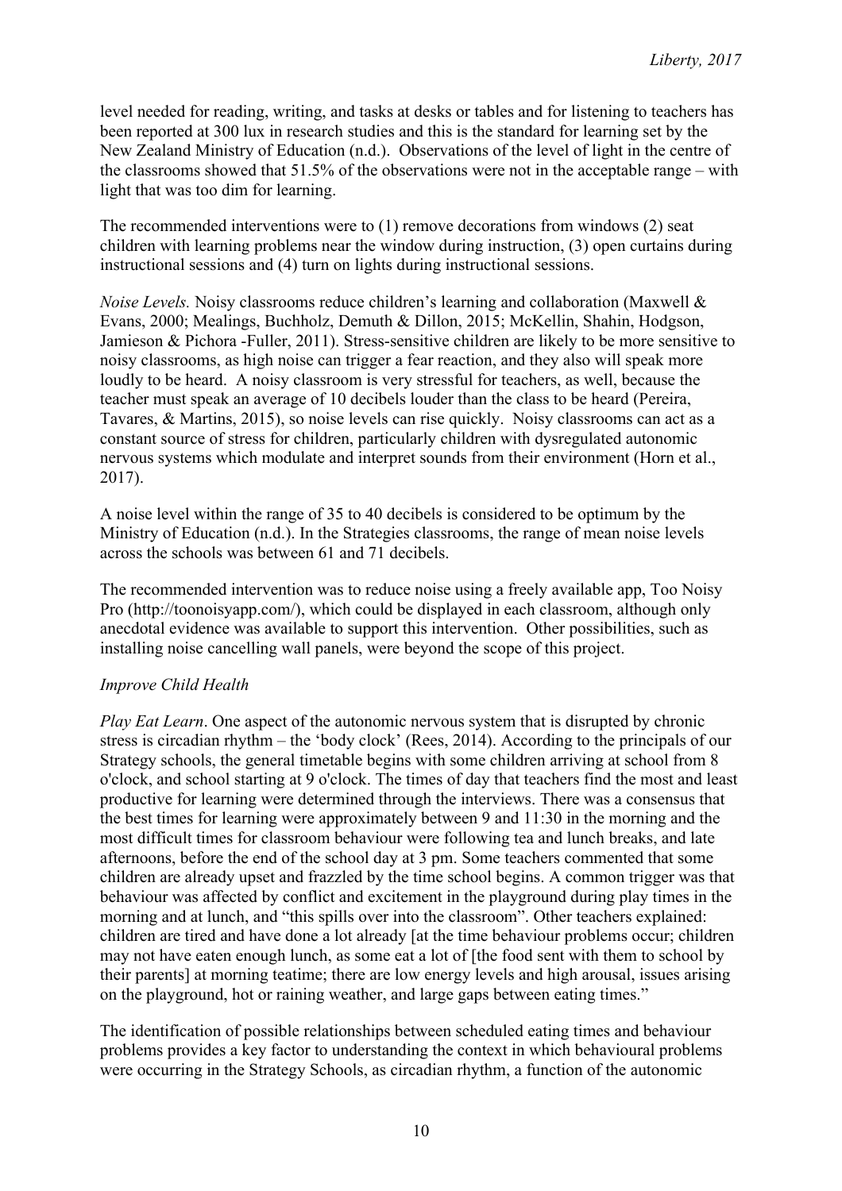level needed for reading, writing, and tasks at desks or tables and for listening to teachers has been reported at 300 lux in research studies and this is the standard for learning set by the New Zealand Ministry of Education (n.d.). Observations of the level of light in the centre of the classrooms showed that 51.5% of the observations were not in the acceptable range – with light that was too dim for learning.

The recommended interventions were to (1) remove decorations from windows (2) seat children with learning problems near the window during instruction, (3) open curtains during instructional sessions and (4) turn on lights during instructional sessions.

*Noise Levels.* Noisy classrooms reduce children's learning and collaboration (Maxwell & Evans, 2000; Mealings, Buchholz, Demuth & Dillon, 2015; McKellin, Shahin, Hodgson, Jamieson & Pichora -Fuller, 2011). Stress-sensitive children are likely to be more sensitive to noisy classrooms, as high noise can trigger a fear reaction, and they also will speak more loudly to be heard. A noisy classroom is very stressful for teachers, as well, because the teacher must speak an average of 10 decibels louder than the class to be heard (Pereira, Tavares, & Martins, 2015), so noise levels can rise quickly. Noisy classrooms can act as a constant source of stress for children, particularly children with dysregulated autonomic nervous systems which modulate and interpret sounds from their environment (Horn et al., 2017).

A noise level within the range of 35 to 40 decibels is considered to be optimum by the Ministry of Education (n.d.). In the Strategies classrooms, the range of mean noise levels across the schools was between 61 and 71 decibels.

The recommended intervention was to reduce noise using a freely available app, Too Noisy Pro (http://toonoisyapp.com/), which could be displayed in each classroom, although only anecdotal evidence was available to support this intervention. Other possibilities, such as installing noise cancelling wall panels, were beyond the scope of this project.

*Improve Child Health*

*Play Eat Learn*. One aspect of the autonomic nervous system that is disrupted by chronic stress is circadian rhythm – the 'body clock' (Rees, 2014). According to the principals of our Strategy schools, the general timetable begins with some children arriving at school from 8 o'clock, and school starting at 9 o'clock. The times of day that teachers find the most and least productive for learning were determined through the interviews. There was a consensus that the best times for learning were approximately between 9 and 11:30 in the morning and the most difficult times for classroom behaviour were following tea and lunch breaks, and late afternoons, before the end of the school day at 3 pm. Some teachers commented that some children are already upset and frazzled by the time school begins. A common trigger was that behaviour was affected by conflict and excitement in the playground during play times in the morning and at lunch, and "this spills over into the classroom". Other teachers explained: children are tired and have done a lot already [at the time behaviour problems occur; children may not have eaten enough lunch, as some eat a lot of [the food sent with them to school by their parents] at morning teatime; there are low energy levels and high arousal, issues arising on the playground, hot or raining weather, and large gaps between eating times."

The identification of possible relationships between scheduled eating times and behaviour problems provides a key factor to understanding the context in which behavioural problems were occurring in the Strategy Schools, as circadian rhythm, a function of the autonomic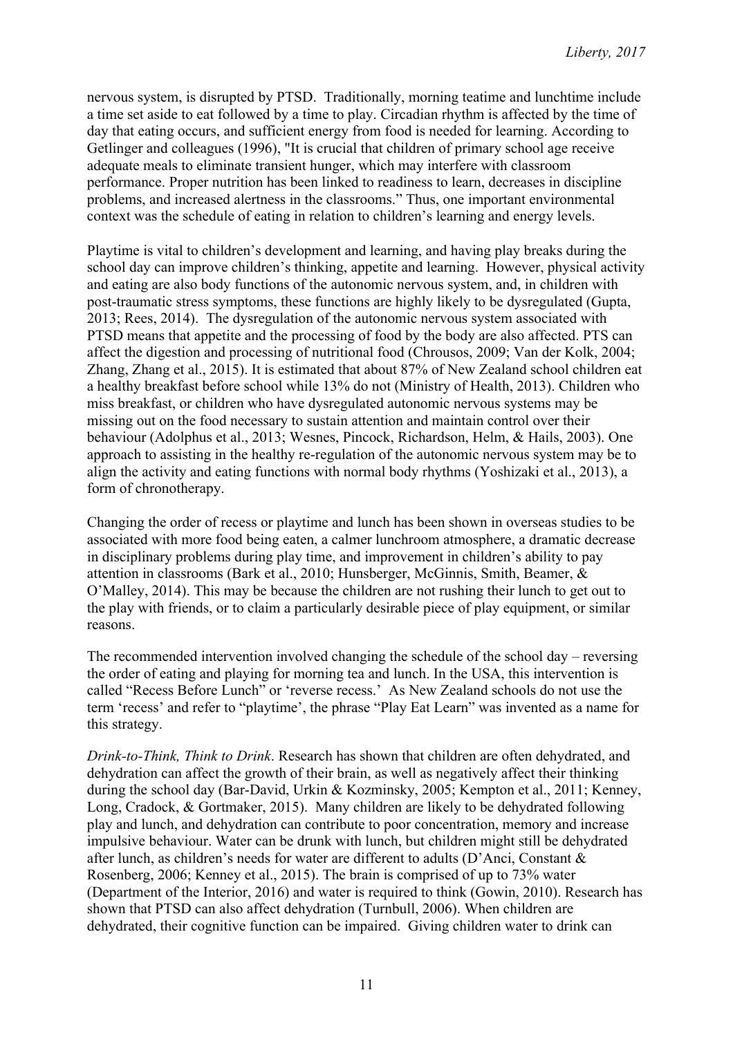nervous system, is disrupted by PTSD. Traditionally, morning teatime and lunchtime include a time set aside to eat followed by a time to play. Circadian rhythm is affected by the time of day that eating occurs, and sufficient energy from food is needed for learning. According to Getlinger and colleagues (1996), "It is crucial that children of primary school age receive adequate meals to eliminate transient hunger, which may interfere with classroom performance. Proper nutrition has been linked to readiness to learn, decreases in discipline problems, and increased alertness in the classrooms." Thus, one important environmental context was the schedule of eating in relation to children's learning and energy levels.

Playtime is vital to children's development and learning, and having play breaks during the school day can improve children's thinking, appetite and learning. However, physical activity and eating are also body functions of the autonomic nervous system, and, in children with post-traumatic stress symptoms, these functions are highly likely to be dysregulated (Gupta, 2013; Rees, 2014). The dysregulation of the autonomic nervous system associated with PTSD means that appetite and the processing of food by the body are also affected. PTS can affect the digestion and processing of nutritional food (Chrousos, 2009; Van der Kolk, 2004; Zhang, Zhang et al., 2015). It is estimated that about 87% of New Zealand school children eat a healthy breakfast before school while 13% do not (Ministry of Health, 2013). Children who miss breakfast, or children who have dysregulated autonomic nervous systems may be missing out on the food necessary to sustain attention and maintain control over their behaviour (Adolphus et al., 2013; Wesnes, Pincock, Richardson, Helm, & Hails, 2003). One approach to assisting in the healthy re-regulation of the autonomic nervous system may be to align the activity and eating functions with normal body rhythms (Yoshizaki et al., 2013), a form of chronotherapy.

Changing the order of recess or playtime and lunch has been shown in overseas studies to be associated with more food being eaten, a calmer lunchroom atmosphere, a dramatic decrease in disciplinary problems during play time, and improvement in children's ability to pay attention in classrooms (Bark et al., 2010; Hunsberger, McGinnis, Smith, Beamer, & O'Malley, 2014). This may be because the children are not rushing their lunch to get out to the play with friends, or to claim a particularly desirable piece of play equipment, or similar reasons.

The recommended intervention involved changing the schedule of the school day – reversing the order of eating and playing for morning tea and lunch. In the USA, this intervention is called "Recess Before Lunch" or 'reverse recess.' As New Zealand schools do not use the term 'recess' and refer to "playtime", the phrase "Play Eat Learn" was invented as a name for this strategy.

*Drink-to-Think, Think to Drink*. Research has shown that children are often dehydrated, and dehydration can affect the growth of their brain, as well as negatively affect their thinking during the school day (Bar-David, Urkin & Kozminsky, 2005; Kempton et al., 2011; Kenney, Long, Cradock, & Gortmaker, 2015). Many children are likely to be dehydrated following play and lunch, and dehydration can contribute to poor concentration, memory and increase impulsive behaviour. Water can be drunk with lunch, but children might still be dehydrated after lunch, as children's needs for water are different to adults (D'Anci, Constant & Rosenberg, 2006; Kenney et al., 2015). The brain is comprised of up to 73% water (Department of the Interior, 2016) and water is required to think (Gowin, 2010). Research has shown that PTSD can also affect dehydration (Turnbull, 2006). When children are dehydrated, their cognitive function can be impaired. Giving children water to drink can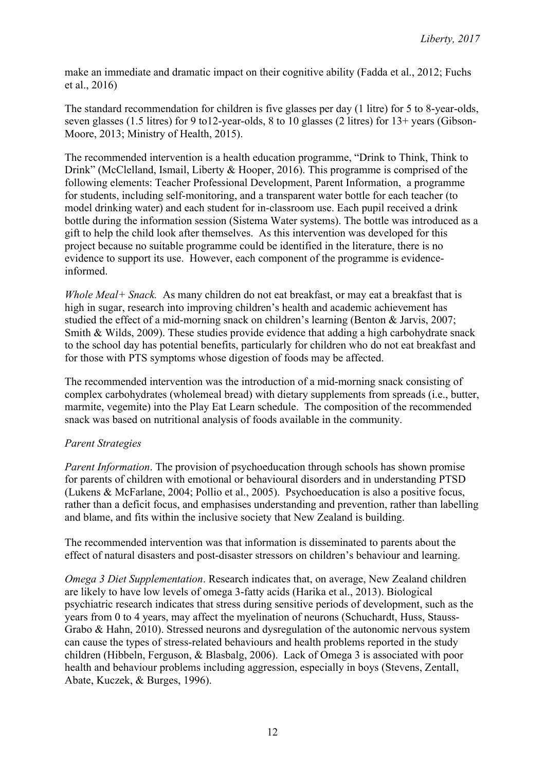make an immediate and dramatic impact on their cognitive ability (Fadda et al., 2012; Fuchs et al., 2016)

The standard recommendation for children is five glasses per day (1 litre) for 5 to 8-year-olds, seven glasses (1.5 litres) for 9 to12-year-olds, 8 to 10 glasses (2 litres) for 13+ years (Gibson-Moore, 2013; Ministry of Health, 2015).

The recommended intervention is a health education programme, "Drink to Think, Think to Drink" (McClelland, Ismail, Liberty & Hooper, 2016). This programme is comprised of the following elements: Teacher Professional Development, Parent Information, a programme for students, including self-monitoring, and a transparent water bottle for each teacher (to model drinking water) and each student for in-classroom use. Each pupil received a drink bottle during the information session (Sistema Water systems). The bottle was introduced as a gift to help the child look after themselves. As this intervention was developed for this project because no suitable programme could be identified in the literature, there is no evidence to support its use. However, each component of the programme is evidence-informed.

*Whole Meal+ Snack.* As many children do not eat breakfast, or may eat a breakfast that is high in sugar, research into improving children's health and academic achievement has studied the effect of a mid-morning snack on children's learning (Benton & Jarvis, 2007; Smith & Wilds, 2009). These studies provide evidence that adding a high carbohydrate snack to the school day has potential benefits, particularly for children who do not eat breakfast and for those with PTS symptoms whose digestion of foods may be affected.

The recommended intervention was the introduction of a mid-morning snack consisting of complex carbohydrates (wholemeal bread) with dietary supplements from spreads (i.e., butter, marmite, vegemite) into the Play Eat Learn schedule. The composition of the recommended snack was based on nutritional analysis of foods available in the community.

*Parent Strategies*

*Parent Information*. The provision of psychoeducation through schools has shown promise for parents of children with emotional or behavioural disorders and in understanding PTSD (Lukens & McFarlane, 2004; Pollio et al., 2005). Psychoeducation is also a positive focus, rather than a deficit focus, and emphasises understanding and prevention, rather than labelling and blame, and fits within the inclusive society that New Zealand is building.

The recommended intervention was that information is disseminated to parents about the effect of natural disasters and post-disaster stressors on children's behaviour and learning.

*Omega 3 Diet Supplementation*. Research indicates that, on average, New Zealand children are likely to have low levels of omega 3-fatty acids (Harika et al., 2013). Biological psychiatric research indicates that stress during sensitive periods of development, such as the years from 0 to 4 years, may affect the myelination of neurons (Schuchardt, Huss, Stauss-Grabo & Hahn, 2010). Stressed neurons and dysregulation of the autonomic nervous system can cause the types of stress-related behaviours and health problems reported in the study children (Hibbeln, Ferguson, & Blasbalg, 2006). Lack of Omega 3 is associated with poor health and behaviour problems including aggression, especially in boys (Stevens, Zentall, Abate, Kuczek, & Burges, 1996).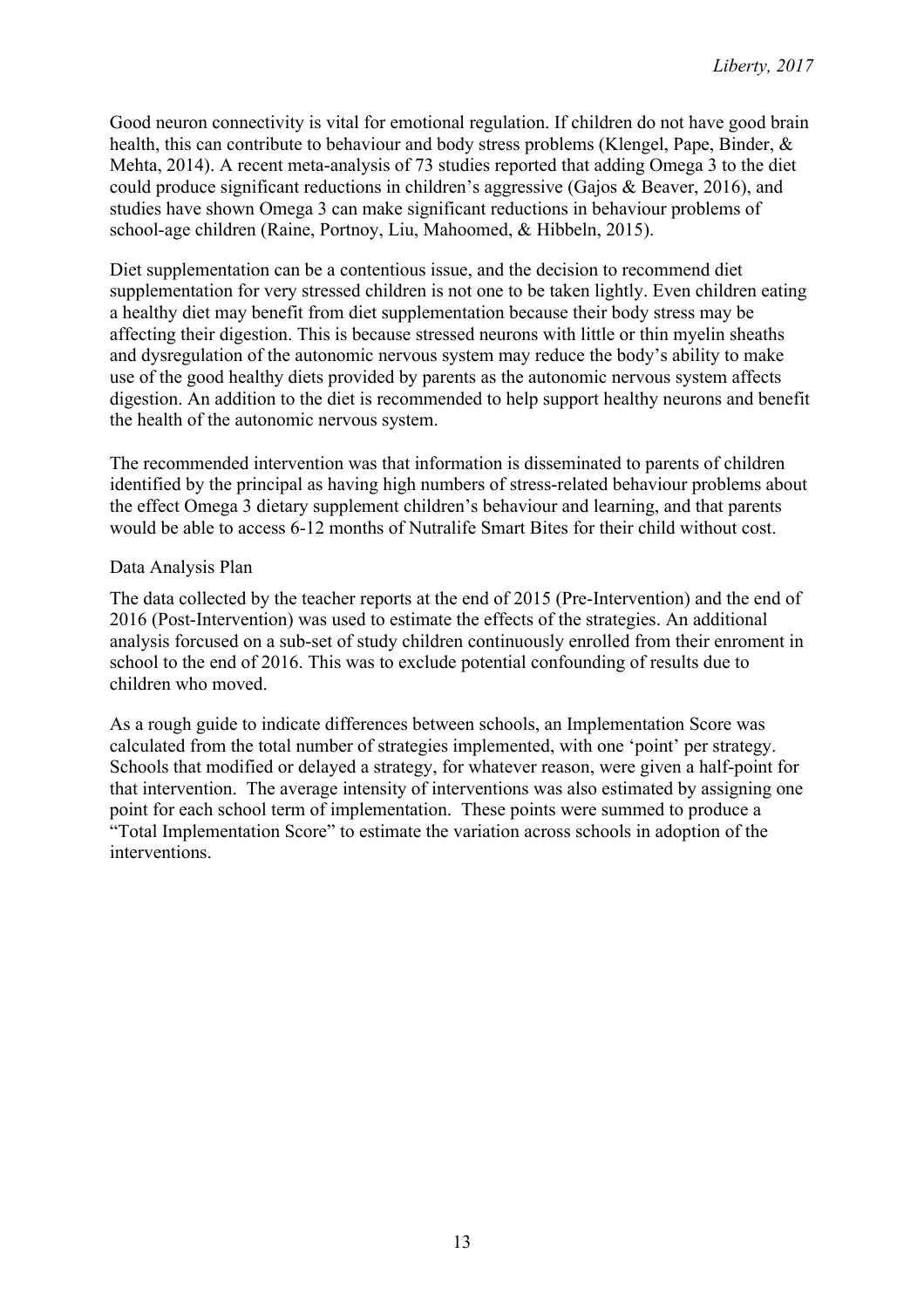Good neuron connectivity is vital for emotional regulation. If children do not have good brain health, this can contribute to behaviour and body stress problems (Klengel, Pape, Binder, & Mehta, 2014). A recent meta-analysis of 73 studies reported that adding Omega 3 to the diet could produce significant reductions in children's aggressive (Gajos & Beaver, 2016), and studies have shown Omega 3 can make significant reductions in behaviour problems of school-age children (Raine, Portnoy, Liu, Mahoomed, & Hibbeln, 2015).

Diet supplementation can be a contentious issue, and the decision to recommend diet supplementation for very stressed children is not one to be taken lightly. Even children eating a healthy diet may benefit from diet supplementation because their body stress may be affecting their digestion. This is because stressed neurons with little or thin myelin sheaths and dysregulation of the autonomic nervous system may reduce the body's ability to make use of the good healthy diets provided by parents as the autonomic nervous system affects digestion. An addition to the diet is recommended to help support healthy neurons and benefit the health of the autonomic nervous system.

The recommended intervention was that information is disseminated to parents of children identified by the principal as having high numbers of stress-related behaviour problems about the effect Omega 3 dietary supplement children's behaviour and learning, and that parents would be able to access 6-12 months of Nutralife Smart Bites for their child without cost.

## Data Analysis Plan

The data collected by the teacher reports at the end of 2015 (Pre-Intervention) and the end of 2016 (Post-Intervention) was used to estimate the effects of the strategies. An additional analysis forcused on a sub-set of study children continuously enrolled from their enroment in school to the end of 2016. This was to exclude potential confounding of results due to children who moved.

As a rough guide to indicate differences between schools, an Implementation Score was calculated from the total number of strategies implemented, with one 'point' per strategy. Schools that modified or delayed a strategy, for whatever reason, were given a half-point for that intervention. The average intensity of interventions was also estimated by assigning one point for each school term of implementation. These points were summed to produce a "Total Implementation Score" to estimate the variation across schools in adoption of the interventions.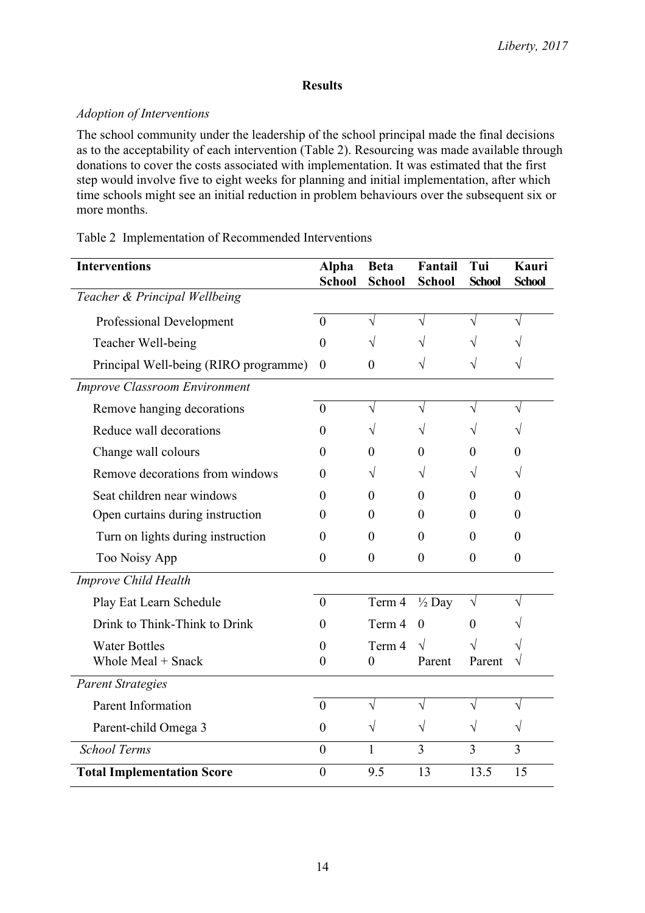## Results

### *Adoption of Interventions*

The school community under the leadership of the school principal made the final decisions as to the acceptability of each intervention (Table 2). Resourcing was made available through donations to cover the costs associated with implementation. It was estimated that the first step would involve five to eight weeks for planning and initial implementation, after which time schools might see an initial reduction in problem behaviours over the subsequent six or more months.

Table 2 Implementation of Recommended Interventions

| Interventions | Alpha School | Beta School | Fantail School | Tui School | Kauri School |
|---|---|---|---|---|---|
| *Teacher & Principal Wellbeing* | | | | | |
| Professional Development | 0 | √ | √ | √ | √ |
| Teacher Well-being | 0 | √ | √ | √ | √ |
| Principal Well-being (RIRO programme) | 0 | 0 | √ | √ | √ |
| *Improve Classroom Environment* | | | | | |
| Remove hanging decorations | 0 | √ | √ | √ | √ |
| Reduce wall decorations | 0 | √ | √ | √ | √ |
| Change wall colours | 0 | 0 | 0 | 0 | 0 |
| Remove decorations from windows | 0 | √ | √ | √ | √ |
| Seat children near windows | 0 | 0 | 0 | 0 | 0 |
| Open curtains during instruction | 0 | 0 | 0 | 0 | 0 |
| Turn on lights during instruction | 0 | 0 | 0 | 0 | 0 |
| Too Noisy App | 0 | 0 | 0 | 0 | 0 |
| *Improve Child Health* | | | | | |
| Play Eat Learn Schedule | 0 | Term 4 | ½ Day | √ | √ |
| Drink to Think-Think to Drink | 0 | Term 4 | 0 | 0 | √ |
| Water Bottles | 0 | Term 4 | √ | √ | √ |
| Whole Meal + Snack | 0 | 0 | Parent | Parent | √ |
| *Parent Strategies* | | | | | |
| Parent Information | 0 | √ | √ | √ | √ |
| Parent-child Omega 3 | 0 | √ | √ | √ | √ |
| *School Terms* | 0 | 1 | 3 | 3 | 3 |
| **Total Implementation Score** | 0 | 9.5 | 13 | 13.5 | 15 |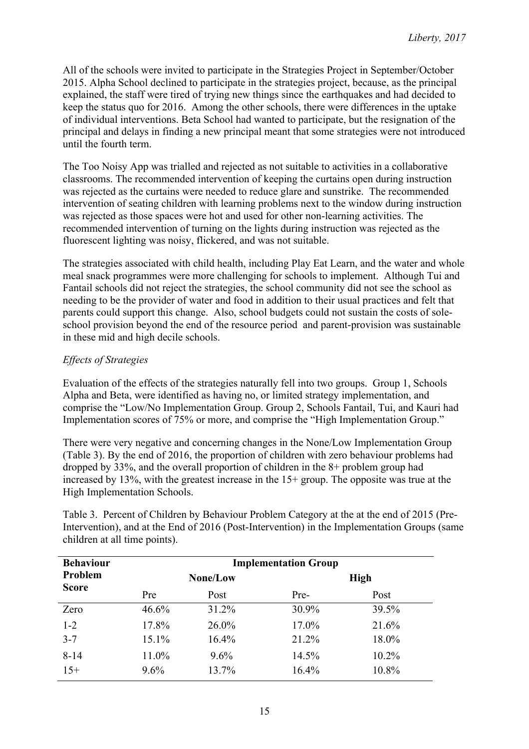All of the schools were invited to participate in the Strategies Project in September/October 2015. Alpha School declined to participate in the strategies project, because, as the principal explained, the staff were tired of trying new things since the earthquakes and had decided to keep the status quo for 2016. Among the other schools, there were differences in the uptake of individual interventions. Beta School had wanted to participate, but the resignation of the principal and delays in finding a new principal meant that some strategies were not introduced until the fourth term.

The Too Noisy App was trialled and rejected as not suitable to activities in a collaborative classrooms. The recommended intervention of keeping the curtains open during instruction was rejected as the curtains were needed to reduce glare and sunstrike. The recommended intervention of seating children with learning problems next to the window during instruction was rejected as those spaces were hot and used for other non-learning activities. The recommended intervention of turning on the lights during instruction was rejected as the fluorescent lighting was noisy, flickered, and was not suitable.

The strategies associated with child health, including Play Eat Learn, and the water and whole meal snack programmes were more challenging for schools to implement. Although Tui and Fantail schools did not reject the strategies, the school community did not see the school as needing to be the provider of water and food in addition to their usual practices and felt that parents could support this change. Also, school budgets could not sustain the costs of sole-school provision beyond the end of the resource period and parent-provision was sustainable in these mid and high decile schools.

*Effects of Strategies*

Evaluation of the effects of the strategies naturally fell into two groups. Group 1, Schools Alpha and Beta, were identified as having no, or limited strategy implementation, and comprise the "Low/No Implementation Group. Group 2, Schools Fantail, Tui, and Kauri had Implementation scores of 75% or more, and comprise the "High Implementation Group."

There were very negative and concerning changes in the None/Low Implementation Group (Table 3). By the end of 2016, the proportion of children with zero behaviour problems had dropped by 33%, and the overall proportion of children in the 8+ problem group had increased by 13%, with the greatest increase in the 15+ group. The opposite was true at the High Implementation Schools.

Table 3. Percent of Children by Behaviour Problem Category at the at the end of 2015 (Pre-Intervention), and at the End of 2016 (Post-Intervention) in the Implementation Groups (same children at all time points).

| Behaviour Problem Score | Implementation Group | | | |
|---|---|---|---|---|
| | None/Low | | High | |
| | Pre | Post | Pre- | Post |
| Zero | 46.6% | 31.2% | 30.9% | 39.5% |
| 1-2 | 17.8% | 26.0% | 17.0% | 21.6% |
| 3-7 | 15.1% | 16.4% | 21.2% | 18.0% |
| 8-14 | 11.0% | 9.6% | 14.5% | 10.2% |
| 15+ | 9.6% | 13.7% | 16.4% | 10.8% |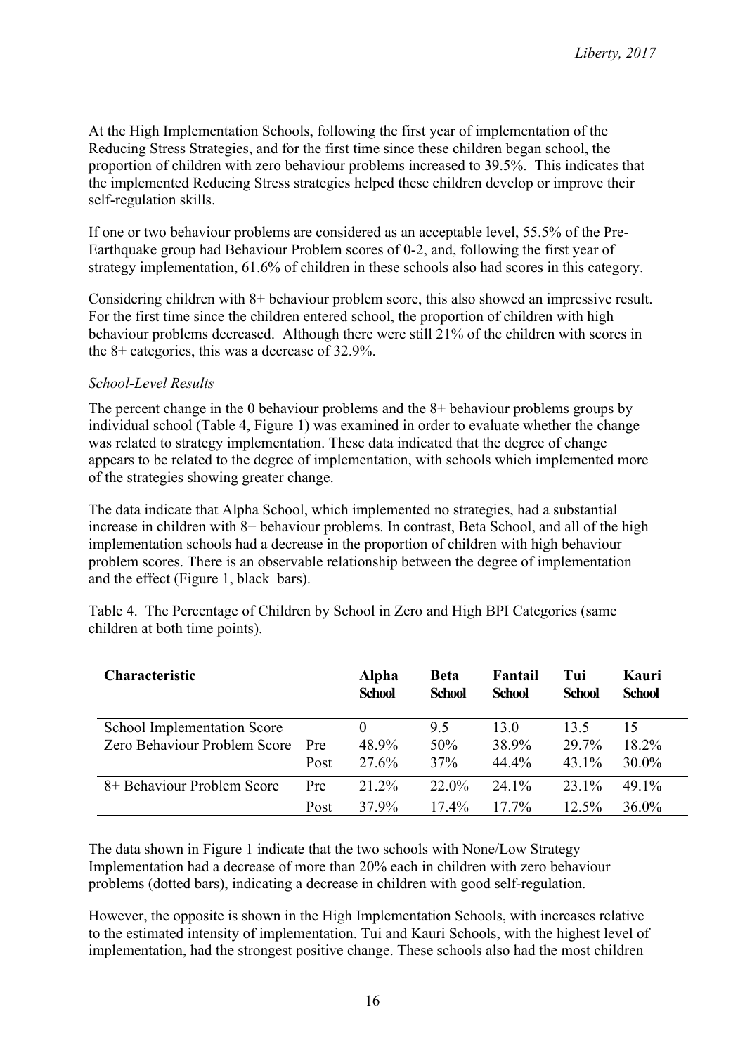At the High Implementation Schools, following the first year of implementation of the Reducing Stress Strategies, and for the first time since these children began school, the proportion of children with zero behaviour problems increased to 39.5%. This indicates that the implemented Reducing Stress strategies helped these children develop or improve their self-regulation skills.

If one or two behaviour problems are considered as an acceptable level, 55.5% of the Pre-Earthquake group had Behaviour Problem scores of 0-2, and, following the first year of strategy implementation, 61.6% of children in these schools also had scores in this category.

Considering children with 8+ behaviour problem score, this also showed an impressive result. For the first time since the children entered school, the proportion of children with high behaviour problems decreased. Although there were still 21% of the children with scores in the 8+ categories, this was a decrease of 32.9%.

*School-Level Results*

The percent change in the 0 behaviour problems and the 8+ behaviour problems groups by individual school (Table 4, Figure 1) was examined in order to evaluate whether the change was related to strategy implementation. These data indicated that the degree of change appears to be related to the degree of implementation, with schools which implemented more of the strategies showing greater change.

The data indicate that Alpha School, which implemented no strategies, had a substantial increase in children with 8+ behaviour problems. In contrast, Beta School, and all of the high implementation schools had a decrease in the proportion of children with high behaviour problem scores. There is an observable relationship between the degree of implementation and the effect (Figure 1, black bars).

Table 4. The Percentage of Children by School in Zero and High BPI Categories (same children at both time points).

| Characteristic | | Alpha School | Beta School | Fantail School | Tui School | Kauri School |
|---|---|---|---|---|---|---|
| School Implementation Score | | 0 | 9.5 | 13.0 | 13.5 | 15 |
| Zero Behaviour Problem Score | Pre | 48.9% | 50% | 38.9% | 29.7% | 18.2% |
| | Post | 27.6% | 37% | 44.4% | 43.1% | 30.0% |
| 8+ Behaviour Problem Score | Pre | 21.2% | 22.0% | 24.1% | 23.1% | 49.1% |
| | Post | 37.9% | 17.4% | 17.7% | 12.5% | 36.0% |

The data shown in Figure 1 indicate that the two schools with None/Low Strategy Implementation had a decrease of more than 20% each in children with zero behaviour problems (dotted bars), indicating a decrease in children with good self-regulation.

However, the opposite is shown in the High Implementation Schools, with increases relative to the estimated intensity of implementation. Tui and Kauri Schools, with the highest level of implementation, had the strongest positive change. These schools also had the most children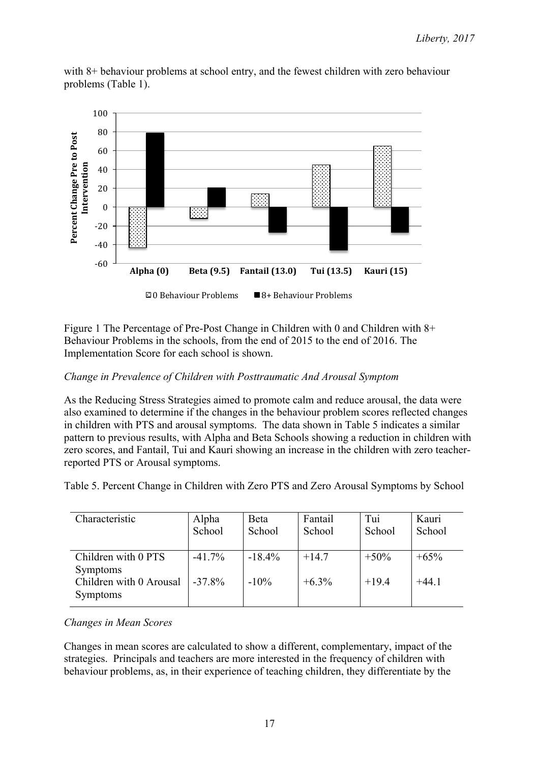with 8+ behaviour problems at school entry, and the fewest children with zero behaviour problems (Table 1).

Figure 1 The Percentage of Pre-Post Change in Children with 0 and Children with 8+ Behaviour Problems in the schools, from the end of 2015 to the end of 2016. The Implementation Score for each school is shown.

*Change in Prevalence of Children with Posttraumatic And Arousal Symptom*

As the Reducing Stress Strategies aimed to promote calm and reduce arousal, the data were also examined to determine if the changes in the behaviour problem scores reflected changes in children with PTS and arousal symptoms. The data shown in Table 5 indicates a similar pattern to previous results, with Alpha and Beta Schools showing a reduction in children with zero scores, and Fantail, Tui and Kauri showing an increase in the children with zero teacher-reported PTS or Arousal symptoms.

Table 5. Percent Change in Children with Zero PTS and Zero Arousal Symptoms by School

| Characteristic | Alpha School | Beta School | Fantail School | Tui School | Kauri School |
|---|---|---|---|---|---|
| Children with 0 PTS Symptoms | -41.7% | -18.4% | +14.7 | +50% | +65% |
| Children with 0 Arousal Symptoms | -37.8% | -10% | +6.3% | +19.4 | +44.1 |

*Changes in Mean Scores*

Changes in mean scores are calculated to show a different, complementary, impact of the strategies. Principals and teachers are more interested in the frequency of children with behaviour problems, as, in their experience of teaching children, they differentiate by the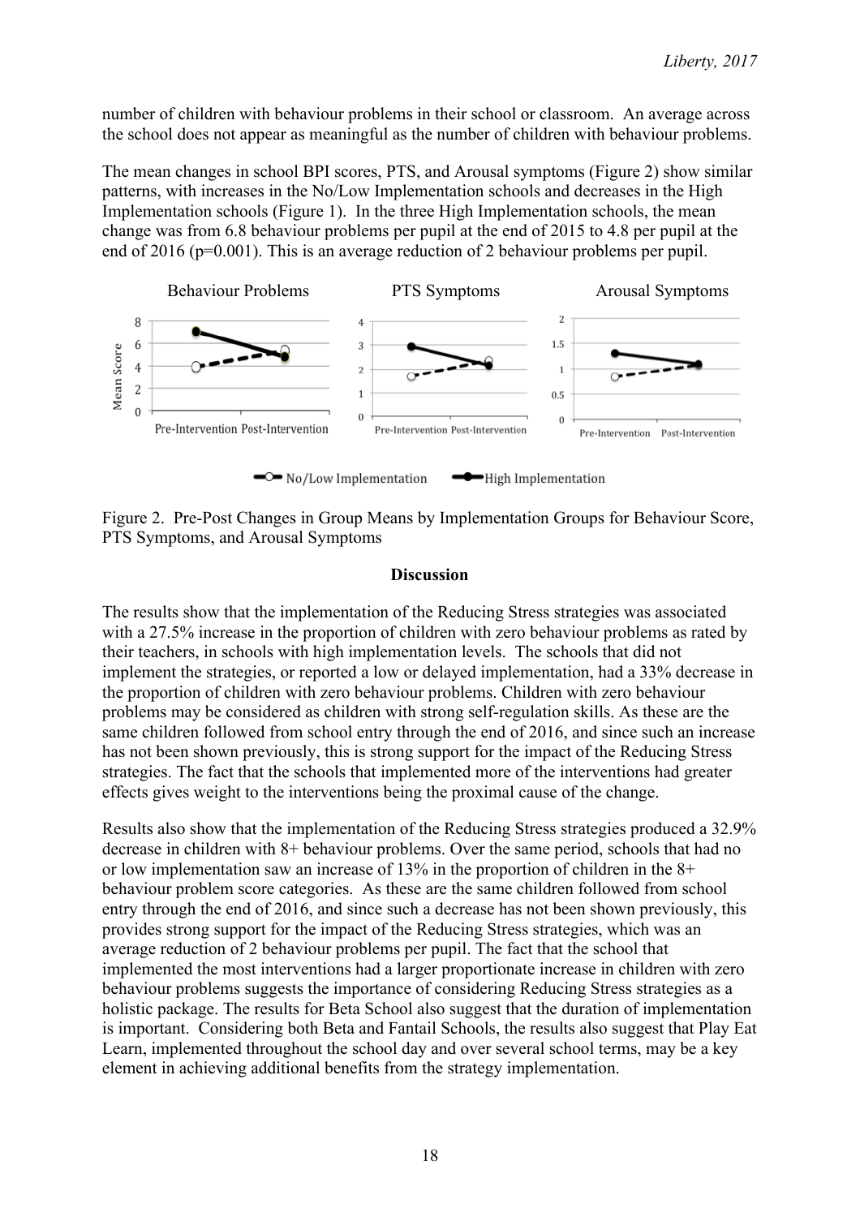number of children with behaviour problems in their school or classroom. An average across the school does not appear as meaningful as the number of children with behaviour problems.

The mean changes in school BPI scores, PTS, and Arousal symptoms (Figure 2) show similar patterns, with increases in the No/Low Implementation schools and decreases in the High Implementation schools (Figure 1). In the three High Implementation schools, the mean change was from 6.8 behaviour problems per pupil at the end of 2015 to 4.8 per pupil at the end of 2016 (p=0.001). This is an average reduction of 2 behaviour problems per pupil.

Figure 2. Pre-Post Changes in Group Means by Implementation Groups for Behaviour Score, PTS Symptoms, and Arousal Symptoms

**Discussion**

The results show that the implementation of the Reducing Stress strategies was associated with a 27.5% increase in the proportion of children with zero behaviour problems as rated by their teachers, in schools with high implementation levels. The schools that did not implement the strategies, or reported a low or delayed implementation, had a 33% decrease in the proportion of children with zero behaviour problems. Children with zero behaviour problems may be considered as children with strong self-regulation skills. As these are the same children followed from school entry through the end of 2016, and since such an increase has not been shown previously, this is strong support for the impact of the Reducing Stress strategies. The fact that the schools that implemented more of the interventions had greater effects gives weight to the interventions being the proximal cause of the change.

Results also show that the implementation of the Reducing Stress strategies produced a 32.9% decrease in children with 8+ behaviour problems. Over the same period, schools that had no or low implementation saw an increase of 13% in the proportion of children in the 8+ behaviour problem score categories. As these are the same children followed from school entry through the end of 2016, and since such a decrease has not been shown previously, this provides strong support for the impact of the Reducing Stress strategies, which was an average reduction of 2 behaviour problems per pupil. The fact that the school that implemented the most interventions had a larger proportionate increase in children with zero behaviour problems suggests the importance of considering Reducing Stress strategies as a holistic package. The results for Beta School also suggest that the duration of implementation is important. Considering both Beta and Fantail Schools, the results also suggest that Play Eat Learn, implemented throughout the school day and over several school terms, may be a key element in achieving additional benefits from the strategy implementation.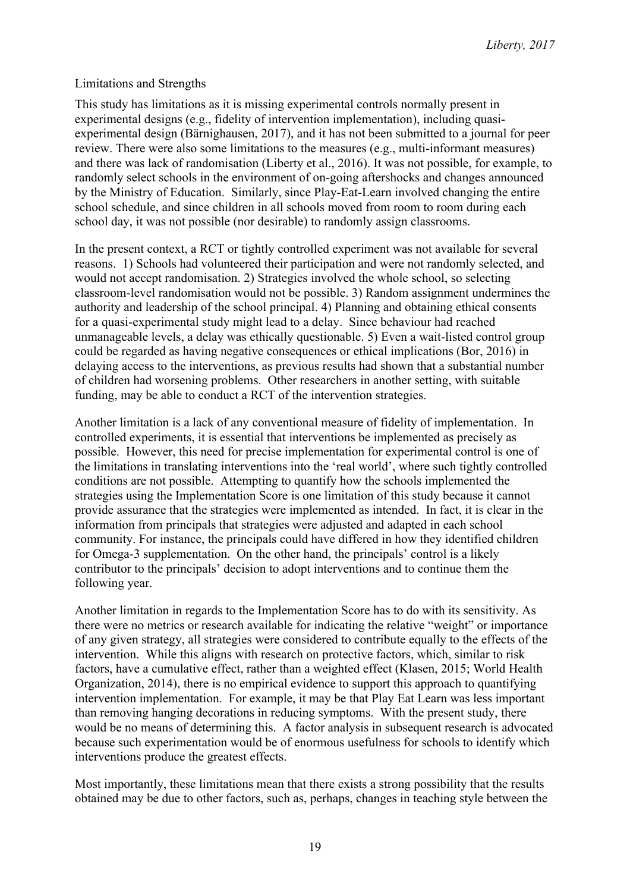## Limitations and Strengths

This study has limitations as it is missing experimental controls normally present in experimental designs (e.g., fidelity of intervention implementation), including quasi-experimental design (Bärnighausen, 2017), and it has not been submitted to a journal for peer review. There were also some limitations to the measures (e.g., multi-informant measures) and there was lack of randomisation (Liberty et al., 2016). It was not possible, for example, to randomly select schools in the environment of on-going aftershocks and changes announced by the Ministry of Education. Similarly, since Play-Eat-Learn involved changing the entire school schedule, and since children in all schools moved from room to room during each school day, it was not possible (nor desirable) to randomly assign classrooms.

In the present context, a RCT or tightly controlled experiment was not available for several reasons. 1) Schools had volunteered their participation and were not randomly selected, and would not accept randomisation. 2) Strategies involved the whole school, so selecting classroom-level randomisation would not be possible. 3) Random assignment undermines the authority and leadership of the school principal. 4) Planning and obtaining ethical consents for a quasi-experimental study might lead to a delay. Since behaviour had reached unmanageable levels, a delay was ethically questionable. 5) Even a wait-listed control group could be regarded as having negative consequences or ethical implications (Bor, 2016) in delaying access to the interventions, as previous results had shown that a substantial number of children had worsening problems. Other researchers in another setting, with suitable funding, may be able to conduct a RCT of the intervention strategies.

Another limitation is a lack of any conventional measure of fidelity of implementation. In controlled experiments, it is essential that interventions be implemented as precisely as possible. However, this need for precise implementation for experimental control is one of the limitations in translating interventions into the 'real world', where such tightly controlled conditions are not possible. Attempting to quantify how the schools implemented the strategies using the Implementation Score is one limitation of this study because it cannot provide assurance that the strategies were implemented as intended. In fact, it is clear in the information from principals that strategies were adjusted and adapted in each school community. For instance, the principals could have differed in how they identified children for Omega-3 supplementation. On the other hand, the principals' control is a likely contributor to the principals' decision to adopt interventions and to continue them the following year.

Another limitation in regards to the Implementation Score has to do with its sensitivity. As there were no metrics or research available for indicating the relative "weight" or importance of any given strategy, all strategies were considered to contribute equally to the effects of the intervention. While this aligns with research on protective factors, which, similar to risk factors, have a cumulative effect, rather than a weighted effect (Klasen, 2015; World Health Organization, 2014), there is no empirical evidence to support this approach to quantifying intervention implementation. For example, it may be that Play Eat Learn was less important than removing hanging decorations in reducing symptoms. With the present study, there would be no means of determining this. A factor analysis in subsequent research is advocated because such experimentation would be of enormous usefulness for schools to identify which interventions produce the greatest effects.

Most importantly, these limitations mean that there exists a strong possibility that the results obtained may be due to other factors, such as, perhaps, changes in teaching style between the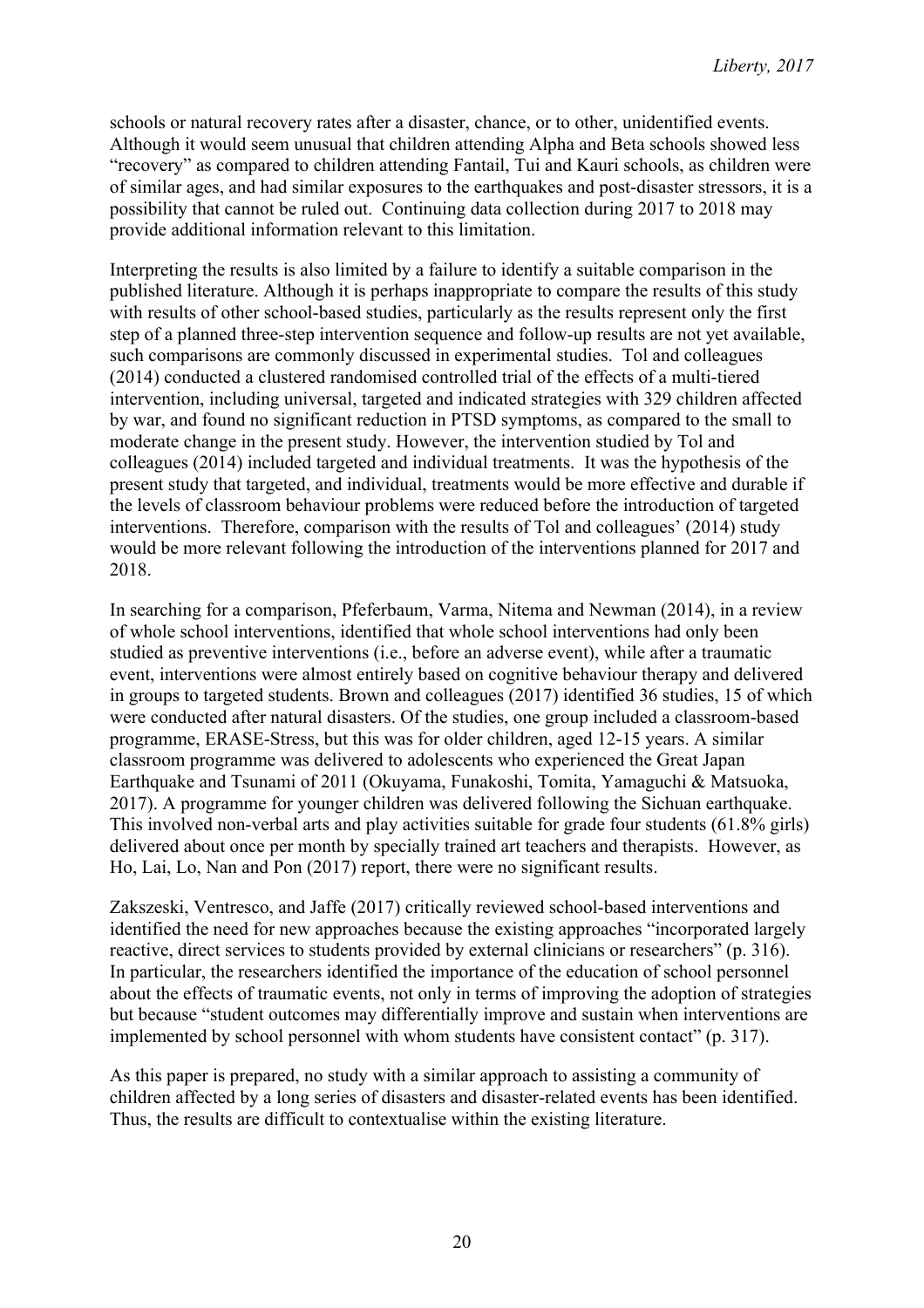schools or natural recovery rates after a disaster, chance, or to other, unidentified events. Although it would seem unusual that children attending Alpha and Beta schools showed less "recovery" as compared to children attending Fantail, Tui and Kauri schools, as children were of similar ages, and had similar exposures to the earthquakes and post-disaster stressors, it is a possibility that cannot be ruled out. Continuing data collection during 2017 to 2018 may provide additional information relevant to this limitation.

Interpreting the results is also limited by a failure to identify a suitable comparison in the published literature. Although it is perhaps inappropriate to compare the results of this study with results of other school-based studies, particularly as the results represent only the first step of a planned three-step intervention sequence and follow-up results are not yet available, such comparisons are commonly discussed in experimental studies. Tol and colleagues (2014) conducted a clustered randomised controlled trial of the effects of a multi-tiered intervention, including universal, targeted and indicated strategies with 329 children affected by war, and found no significant reduction in PTSD symptoms, as compared to the small to moderate change in the present study. However, the intervention studied by Tol and colleagues (2014) included targeted and individual treatments. It was the hypothesis of the present study that targeted, and individual, treatments would be more effective and durable if the levels of classroom behaviour problems were reduced before the introduction of targeted interventions. Therefore, comparison with the results of Tol and colleagues' (2014) study would be more relevant following the introduction of the interventions planned for 2017 and 2018.

In searching for a comparison, Pfeferbaum, Varma, Nitema and Newman (2014), in a review of whole school interventions, identified that whole school interventions had only been studied as preventive interventions (i.e., before an adverse event), while after a traumatic event, interventions were almost entirely based on cognitive behaviour therapy and delivered in groups to targeted students. Brown and colleagues (2017) identified 36 studies, 15 of which were conducted after natural disasters. Of the studies, one group included a classroom-based programme, ERASE-Stress, but this was for older children, aged 12-15 years. A similar classroom programme was delivered to adolescents who experienced the Great Japan Earthquake and Tsunami of 2011 (Okuyama, Funakoshi, Tomita, Yamaguchi & Matsuoka, 2017). A programme for younger children was delivered following the Sichuan earthquake. This involved non-verbal arts and play activities suitable for grade four students (61.8% girls) delivered about once per month by specially trained art teachers and therapists. However, as Ho, Lai, Lo, Nan and Pon (2017) report, there were no significant results.

Zakszeski, Ventresco, and Jaffe (2017) critically reviewed school-based interventions and identified the need for new approaches because the existing approaches "incorporated largely reactive, direct services to students provided by external clinicians or researchers" (p. 316). In particular, the researchers identified the importance of the education of school personnel about the effects of traumatic events, not only in terms of improving the adoption of strategies but because "student outcomes may differentially improve and sustain when interventions are implemented by school personnel with whom students have consistent contact" (p. 317).

As this paper is prepared, no study with a similar approach to assisting a community of children affected by a long series of disasters and disaster-related events has been identified. Thus, the results are difficult to contextualise within the existing literature.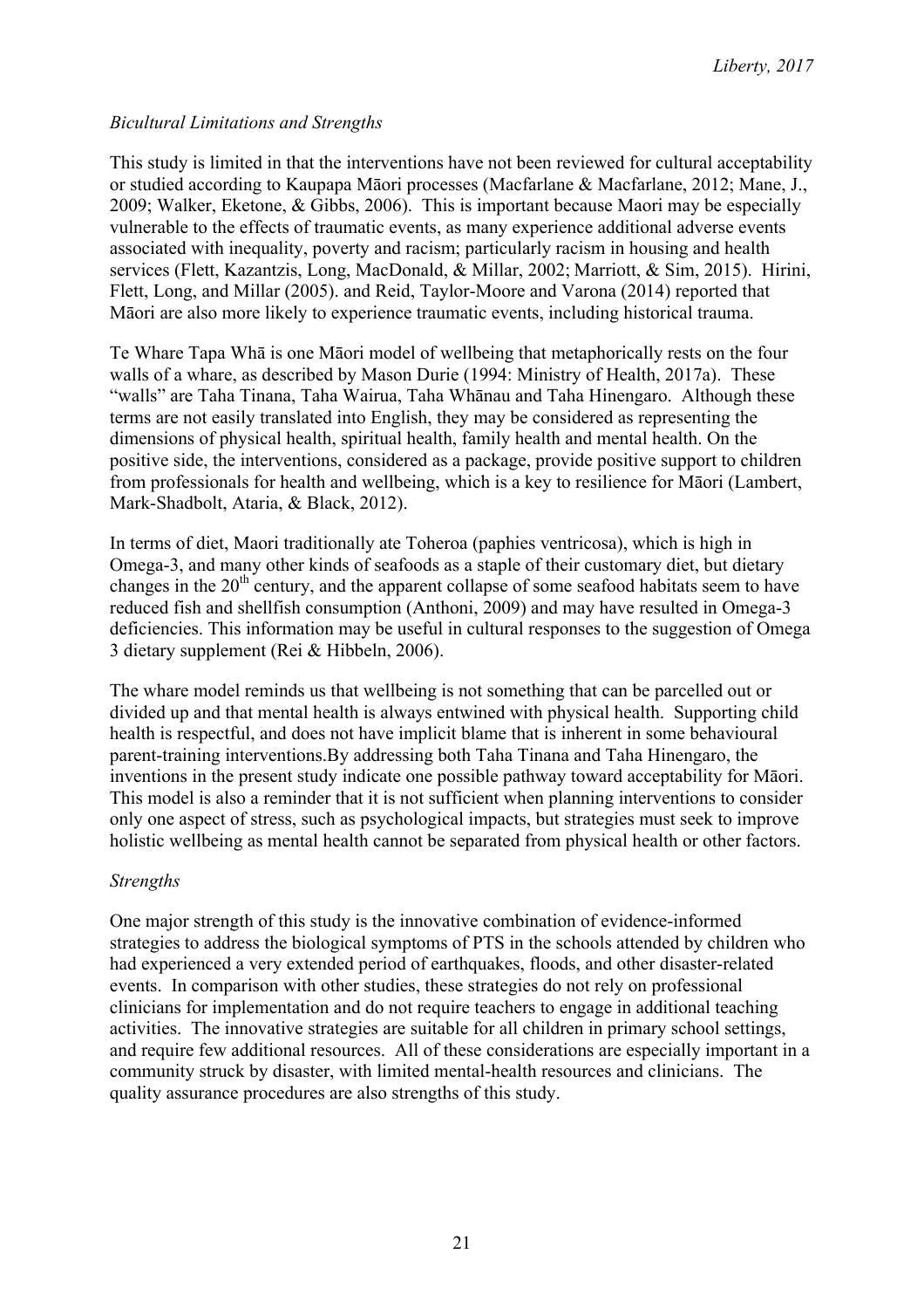*Bicultural Limitations and Strengths*

This study is limited in that the interventions have not been reviewed for cultural acceptability or studied according to Kaupapa Māori processes (Macfarlane & Macfarlane, 2012; Mane, J., 2009; Walker, Eketone, & Gibbs, 2006). This is important because Maori may be especially vulnerable to the effects of traumatic events, as many experience additional adverse events associated with inequality, poverty and racism; particularly racism in housing and health services (Flett, Kazantzis, Long, MacDonald, & Millar, 2002; Marriott, & Sim, 2015). Hirini, Flett, Long, and Millar (2005). and Reid, Taylor-Moore and Varona (2014) reported that Māori are also more likely to experience traumatic events, including historical trauma.

Te Whare Tapa Whā is one Māori model of wellbeing that metaphorically rests on the four walls of a whare, as described by Mason Durie (1994: Ministry of Health, 2017a). These "walls" are Taha Tinana, Taha Wairua, Taha Whānau and Taha Hinengaro. Although these terms are not easily translated into English, they may be considered as representing the dimensions of physical health, spiritual health, family health and mental health. On the positive side, the interventions, considered as a package, provide positive support to children from professionals for health and wellbeing, which is a key to resilience for Māori (Lambert, Mark-Shadbolt, Ataria, & Black, 2012).

In terms of diet, Maori traditionally ate Toheroa (paphies ventricosa), which is high in Omega-3, and many other kinds of seafoods as a staple of their customary diet, but dietary changes in the 20th century, and the apparent collapse of some seafood habitats seem to have reduced fish and shellfish consumption (Anthoni, 2009) and may have resulted in Omega-3 deficiencies. This information may be useful in cultural responses to the suggestion of Omega 3 dietary supplement (Rei & Hibbeln, 2006).

The whare model reminds us that wellbeing is not something that can be parcelled out or divided up and that mental health is always entwined with physical health. Supporting child health is respectful, and does not have implicit blame that is inherent in some behavioural parent-training interventions.By addressing both Taha Tinana and Taha Hinengaro, the inventions in the present study indicate one possible pathway toward acceptability for Māori. This model is also a reminder that it is not sufficient when planning interventions to consider only one aspect of stress, such as psychological impacts, but strategies must seek to improve holistic wellbeing as mental health cannot be separated from physical health or other factors.

*Strengths*

One major strength of this study is the innovative combination of evidence-informed strategies to address the biological symptoms of PTS in the schools attended by children who had experienced a very extended period of earthquakes, floods, and other disaster-related events. In comparison with other studies, these strategies do not rely on professional clinicians for implementation and do not require teachers to engage in additional teaching activities. The innovative strategies are suitable for all children in primary school settings, and require few additional resources. All of these considerations are especially important in a community struck by disaster, with limited mental-health resources and clinicians. The quality assurance procedures are also strengths of this study.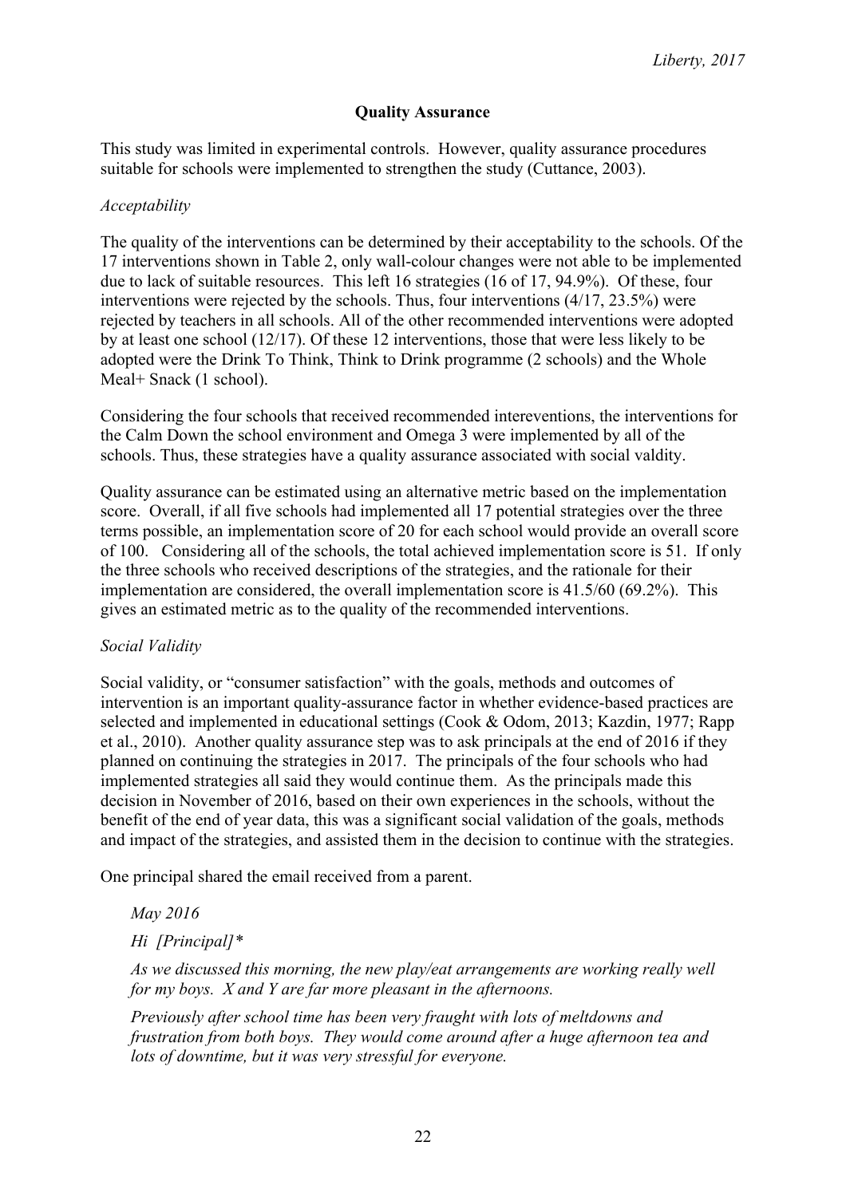## Quality Assurance

This study was limited in experimental controls. However, quality assurance procedures suitable for schools were implemented to strengthen the study (Cuttance, 2003).

### *Acceptability*

The quality of the interventions can be determined by their acceptability to the schools. Of the 17 interventions shown in Table 2, only wall-colour changes were not able to be implemented due to lack of suitable resources. This left 16 strategies (16 of 17, 94.9%). Of these, four interventions were rejected by the schools. Thus, four interventions (4/17, 23.5%) were rejected by teachers in all schools. All of the other recommended interventions were adopted by at least one school (12/17). Of these 12 interventions, those that were less likely to be adopted were the Drink To Think, Think to Drink programme (2 schools) and the Whole Meal+ Snack (1 school).

Considering the four schools that received recommended intereventions, the interventions for the Calm Down the school environment and Omega 3 were implemented by all of the schools. Thus, these strategies have a quality assurance associated with social valdity.

Quality assurance can be estimated using an alternative metric based on the implementation score. Overall, if all five schools had implemented all 17 potential strategies over the three terms possible, an implementation score of 20 for each school would provide an overall score of 100. Considering all of the schools, the total achieved implementation score is 51. If only the three schools who received descriptions of the strategies, and the rationale for their implementation are considered, the overall implementation score is 41.5/60 (69.2%). This gives an estimated metric as to the quality of the recommended interventions.

### *Social Validity*

Social validity, or "consumer satisfaction" with the goals, methods and outcomes of intervention is an important quality-assurance factor in whether evidence-based practices are selected and implemented in educational settings (Cook & Odom, 2013; Kazdin, 1977; Rapp et al., 2010). Another quality assurance step was to ask principals at the end of 2016 if they planned on continuing the strategies in 2017. The principals of the four schools who had implemented strategies all said they would continue them. As the principals made this decision in November of 2016, based on their own experiences in the schools, without the benefit of the end of year data, this was a significant social validation of the goals, methods and impact of the strategies, and assisted them in the decision to continue with the strategies.

One principal shared the email received from a parent.

> *May 2016*
>
> *Hi [Principal]\**
>
> *As we discussed this morning, the new play/eat arrangements are working really well for my boys. X and Y are far more pleasant in the afternoons.*
>
> *Previously after school time has been very fraught with lots of meltdowns and frustration from both boys. They would come around after a huge afternoon tea and lots of downtime, but it was very stressful for everyone.*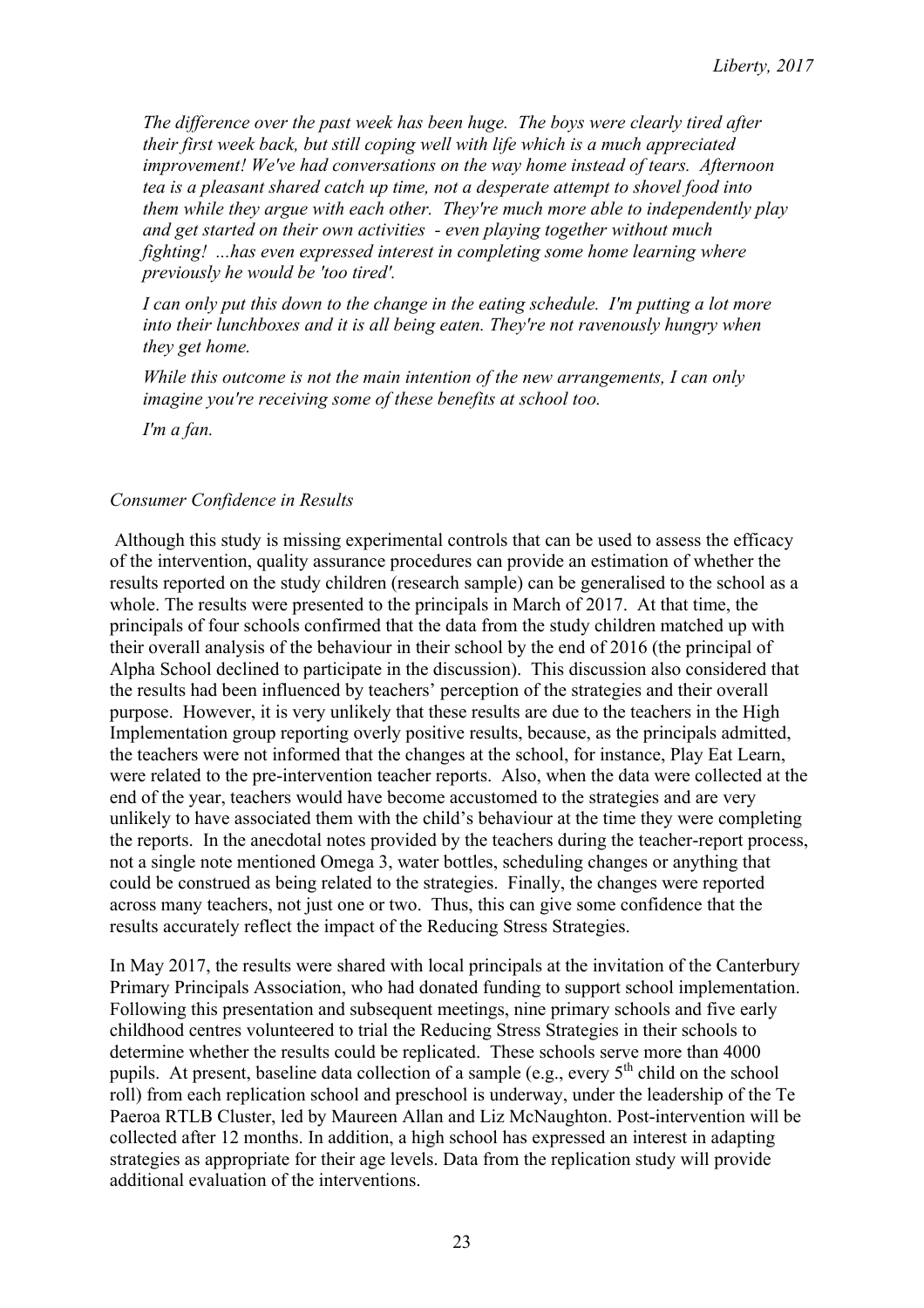*The difference over the past week has been huge. The boys were clearly tired after their first week back, but still coping well with life which is a much appreciated improvement! We've had conversations on the way home instead of tears. Afternoon tea is a pleasant shared catch up time, not a desperate attempt to shovel food into them while they argue with each other. They're much more able to independently play and get started on their own activities - even playing together without much fighting! ...has even expressed interest in completing some home learning where previously he would be 'too tired'.*

*I can only put this down to the change in the eating schedule. I'm putting a lot more into their lunchboxes and it is all being eaten. They're not ravenously hungry when they get home.*

*While this outcome is not the main intention of the new arrangements, I can only imagine you're receiving some of these benefits at school too.*

*I'm a fan.*

*Consumer Confidence in Results*

Although this study is missing experimental controls that can be used to assess the efficacy of the intervention, quality assurance procedures can provide an estimation of whether the results reported on the study children (research sample) can be generalised to the school as a whole. The results were presented to the principals in March of 2017. At that time, the principals of four schools confirmed that the data from the study children matched up with their overall analysis of the behaviour in their school by the end of 2016 (the principal of Alpha School declined to participate in the discussion). This discussion also considered that the results had been influenced by teachers' perception of the strategies and their overall purpose. However, it is very unlikely that these results are due to the teachers in the High Implementation group reporting overly positive results, because, as the principals admitted, the teachers were not informed that the changes at the school, for instance, Play Eat Learn, were related to the pre-intervention teacher reports. Also, when the data were collected at the end of the year, teachers would have become accustomed to the strategies and are very unlikely to have associated them with the child's behaviour at the time they were completing the reports. In the anecdotal notes provided by the teachers during the teacher-report process, not a single note mentioned Omega 3, water bottles, scheduling changes or anything that could be construed as being related to the strategies. Finally, the changes were reported across many teachers, not just one or two. Thus, this can give some confidence that the results accurately reflect the impact of the Reducing Stress Strategies.

In May 2017, the results were shared with local principals at the invitation of the Canterbury Primary Principals Association, who had donated funding to support school implementation. Following this presentation and subsequent meetings, nine primary schools and five early childhood centres volunteered to trial the Reducing Stress Strategies in their schools to determine whether the results could be replicated. These schools serve more than 4000 pupils. At present, baseline data collection of a sample (e.g., every 5th child on the school roll) from each replication school and preschool is underway, under the leadership of the Te Paeroa RTLB Cluster, led by Maureen Allan and Liz McNaughton. Post-intervention will be collected after 12 months. In addition, a high school has expressed an interest in adapting strategies as appropriate for their age levels. Data from the replication study will provide additional evaluation of the interventions.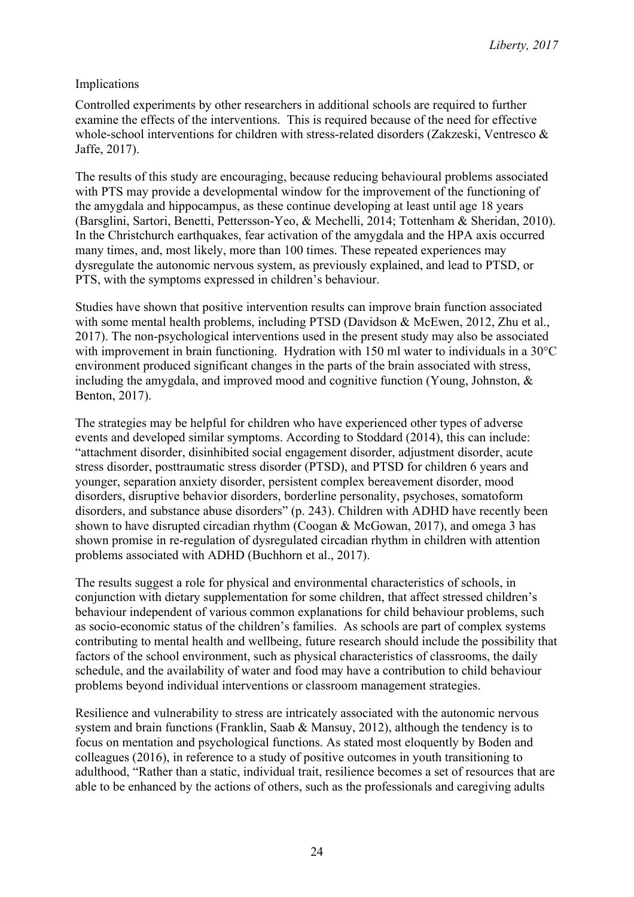Implications

Controlled experiments by other researchers in additional schools are required to further examine the effects of the interventions. This is required because of the need for effective whole-school interventions for children with stress-related disorders (Zakzeski, Ventresco & Jaffe, 2017).

The results of this study are encouraging, because reducing behavioural problems associated with PTS may provide a developmental window for the improvement of the functioning of the amygdala and hippocampus, as these continue developing at least until age 18 years (Barsglini, Sartori, Benetti, Pettersson-Yeo, & Mechelli, 2014; Tottenham & Sheridan, 2010). In the Christchurch earthquakes, fear activation of the amygdala and the HPA axis occurred many times, and, most likely, more than 100 times. These repeated experiences may dysregulate the autonomic nervous system, as previously explained, and lead to PTSD, or PTS, with the symptoms expressed in children's behaviour.

Studies have shown that positive intervention results can improve brain function associated with some mental health problems, including PTSD (Davidson & McEwen, 2012, Zhu et al., 2017). The non-psychological interventions used in the present study may also be associated with improvement in brain functioning. Hydration with 150 ml water to individuals in a 30°C environment produced significant changes in the parts of the brain associated with stress, including the amygdala, and improved mood and cognitive function (Young, Johnston, & Benton, 2017).

The strategies may be helpful for children who have experienced other types of adverse events and developed similar symptoms. According to Stoddard (2014), this can include: "attachment disorder, disinhibited social engagement disorder, adjustment disorder, acute stress disorder, posttraumatic stress disorder (PTSD), and PTSD for children 6 years and younger, separation anxiety disorder, persistent complex bereavement disorder, mood disorders, disruptive behavior disorders, borderline personality, psychoses, somatoform disorders, and substance abuse disorders" (p. 243). Children with ADHD have recently been shown to have disrupted circadian rhythm (Coogan & McGowan, 2017), and omega 3 has shown promise in re-regulation of dysregulated circadian rhythm in children with attention problems associated with ADHD (Buchhorn et al., 2017).

The results suggest a role for physical and environmental characteristics of schools, in conjunction with dietary supplementation for some children, that affect stressed children's behaviour independent of various common explanations for child behaviour problems, such as socio-economic status of the children's families. As schools are part of complex systems contributing to mental health and wellbeing, future research should include the possibility that factors of the school environment, such as physical characteristics of classrooms, the daily schedule, and the availability of water and food may have a contribution to child behaviour problems beyond individual interventions or classroom management strategies.

Resilience and vulnerability to stress are intricately associated with the autonomic nervous system and brain functions (Franklin, Saab & Mansuy, 2012), although the tendency is to focus on mentation and psychological functions. As stated most eloquently by Boden and colleagues (2016), in reference to a study of positive outcomes in youth transitioning to adulthood, "Rather than a static, individual trait, resilience becomes a set of resources that are able to be enhanced by the actions of others, such as the professionals and caregiving adults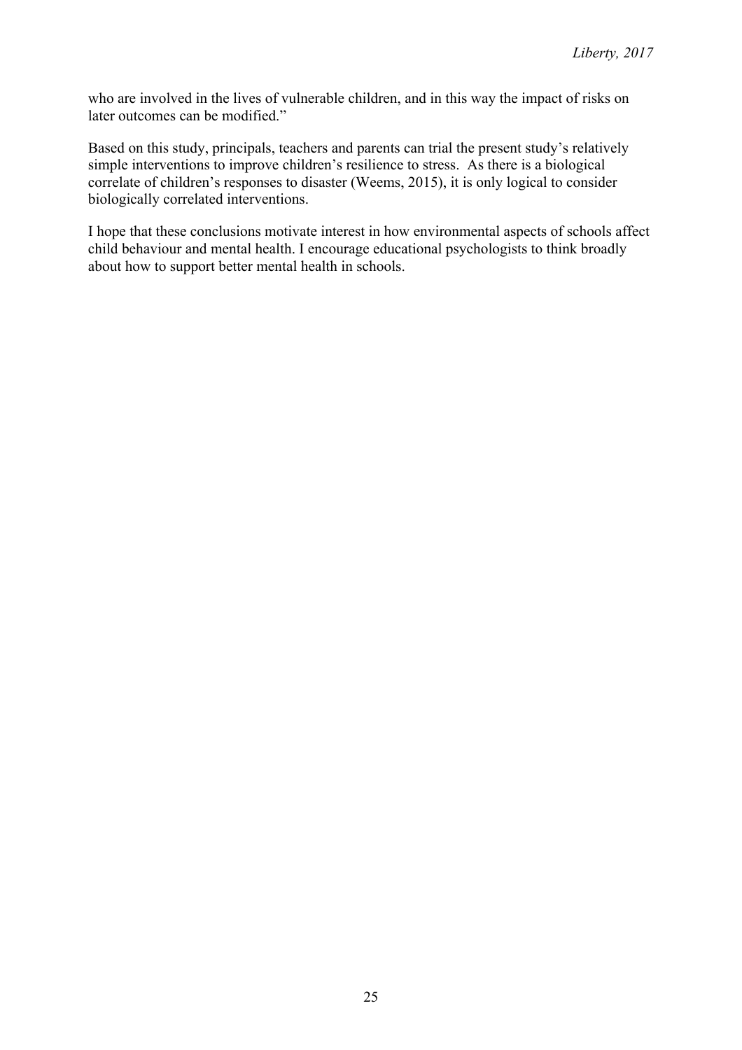who are involved in the lives of vulnerable children, and in this way the impact of risks on later outcomes can be modified."

Based on this study, principals, teachers and parents can trial the present study's relatively simple interventions to improve children's resilience to stress. As there is a biological correlate of children's responses to disaster (Weems, 2015), it is only logical to consider biologically correlated interventions.

I hope that these conclusions motivate interest in how environmental aspects of schools affect child behaviour and mental health. I encourage educational psychologists to think broadly about how to support better mental health in schools.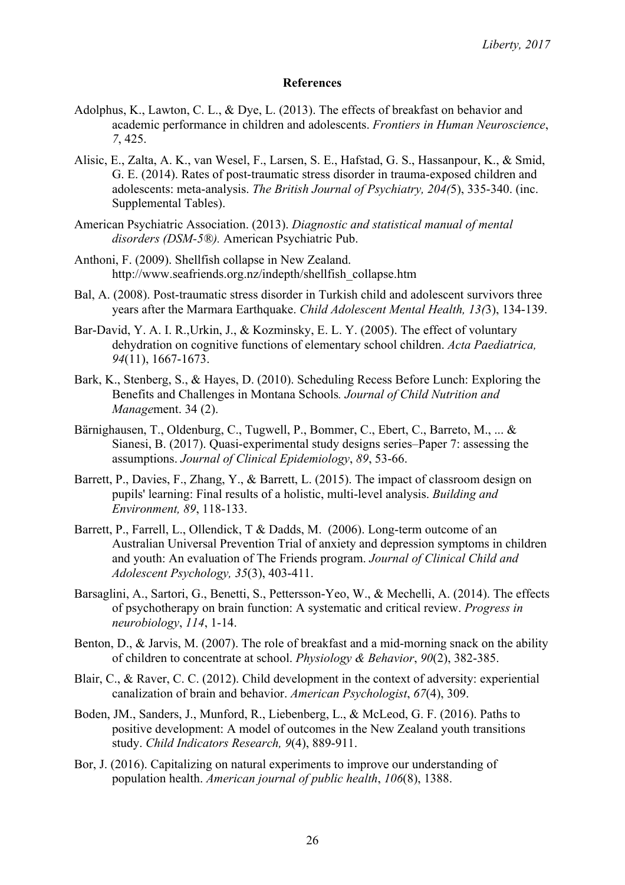# References

Adolphus, K., Lawton, C. L., & Dye, L. (2013). The effects of breakfast on behavior and academic performance in children and adolescents. *Frontiers in Human Neuroscience*, *7*, 425.

Alisic, E., Zalta, A. K., van Wesel, F., Larsen, S. E., Hafstad, G. S., Hassanpour, K., & Smid, G. E. (2014). Rates of post-traumatic stress disorder in trauma-exposed children and adolescents: meta-analysis. *The British Journal of Psychiatry, 204(*5), 335-340. (inc. Supplemental Tables).

American Psychiatric Association. (2013). *Diagnostic and statistical manual of mental disorders (DSM-5®).* American Psychiatric Pub.

Anthoni, F. (2009). Shellfish collapse in New Zealand. http://www.seafriends.org.nz/indepth/shellfish_collapse.htm

Bal, A. (2008). Post-traumatic stress disorder in Turkish child and adolescent survivors three years after the Marmara Earthquake. *Child Adolescent Mental Health, 13(*3), 134-139.

Bar-David, Y. A. I. R.,Urkin, J., & Kozminsky, E. L. Y. (2005). The effect of voluntary dehydration on cognitive functions of elementary school children. *Acta Paediatrica, 94*(11), 1667-1673.

Bark, K., Stenberg, S., & Hayes, D. (2010). Scheduling Recess Before Lunch: Exploring the Benefits and Challenges in Montana Schools*. Journal of Child Nutrition and Manage*ment. 34 (2).

Bärnighausen, T., Oldenburg, C., Tugwell, P., Bommer, C., Ebert, C., Barreto, M., ... & Sianesi, B. (2017). Quasi-experimental study designs series–Paper 7: assessing the assumptions. *Journal of Clinical Epidemiology*, *89*, 53-66.

Barrett, P., Davies, F., Zhang, Y., & Barrett, L. (2015). The impact of classroom design on pupils' learning: Final results of a holistic, multi-level analysis. *Building and Environment, 89*, 118-133.

Barrett, P., Farrell, L., Ollendick, T & Dadds, M. (2006). Long-term outcome of an Australian Universal Prevention Trial of anxiety and depression symptoms in children and youth: An evaluation of The Friends program. *Journal of Clinical Child and Adolescent Psychology, 35*(3), 403-411.

Barsaglini, A., Sartori, G., Benetti, S., Pettersson-Yeo, W., & Mechelli, A. (2014). The effects of psychotherapy on brain function: A systematic and critical review. *Progress in neurobiology*, *114*, 1-14.

Benton, D., & Jarvis, M. (2007). The role of breakfast and a mid-morning snack on the ability of children to concentrate at school. *Physiology & Behavior*, *90*(2), 382-385.

Blair, C., & Raver, C. C. (2012). Child development in the context of adversity: experiential canalization of brain and behavior. *American Psychologist*, *67*(4), 309.

Boden, JM., Sanders, J., Munford, R., Liebenberg, L., & McLeod, G. F. (2016). Paths to positive development: A model of outcomes in the New Zealand youth transitions study. *Child Indicators Research, 9*(4), 889-911.

Bor, J. (2016). Capitalizing on natural experiments to improve our understanding of population health. *American journal of public health*, *106*(8), 1388.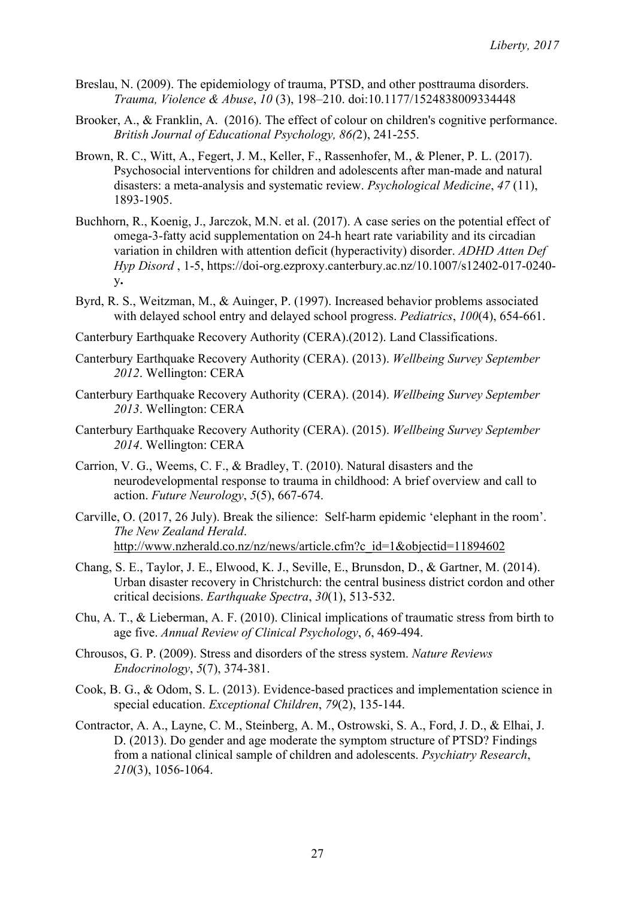Breslau, N. (2009). The epidemiology of trauma, PTSD, and other posttrauma disorders. *Trauma, Violence & Abuse*, *10* (3), 198–210. doi:10.1177/1524838009334448

Brooker, A., & Franklin, A. (2016). The effect of colour on children's cognitive performance. *British Journal of Educational Psychology, 86(*2), 241-255.

Brown, R. C., Witt, A., Fegert, J. M., Keller, F., Rassenhofer, M., & Plener, P. L. (2017). Psychosocial interventions for children and adolescents after man-made and natural disasters: a meta-analysis and systematic review. *Psychological Medicine*, *47* (11), 1893-1905.

Buchhorn, R., Koenig, J., Jarczok, M.N. et al. (2017). A case series on the potential effect of omega-3-fatty acid supplementation on 24-h heart rate variability and its circadian variation in children with attention deficit (hyperactivity) disorder. *ADHD Atten Def Hyp Disord* , 1-5, https://doi-org.ezproxy.canterbury.ac.nz/10.1007/s12402-017-0240-y**.**

Byrd, R. S., Weitzman, M., & Auinger, P. (1997). Increased behavior problems associated with delayed school entry and delayed school progress. *Pediatrics*, *100*(4), 654-661.

Canterbury Earthquake Recovery Authority (CERA).(2012). Land Classifications.

Canterbury Earthquake Recovery Authority (CERA). (2013). *Wellbeing Survey September 2012*. Wellington: CERA

Canterbury Earthquake Recovery Authority (CERA). (2014). *Wellbeing Survey September 2013*. Wellington: CERA

Canterbury Earthquake Recovery Authority (CERA). (2015). *Wellbeing Survey September 2014*. Wellington: CERA

Carrion, V. G., Weems, C. F., & Bradley, T. (2010). Natural disasters and the neurodevelopmental response to trauma in childhood: A brief overview and call to action. *Future Neurology*, *5*(5), 667-674.

Carville, O. (2017, 26 July). Break the silence: Self-harm epidemic 'elephant in the room'. *The New Zealand Herald*. http://www.nzherald.co.nz/nz/news/article.cfm?c_id=1&objectid=11894602

Chang, S. E., Taylor, J. E., Elwood, K. J., Seville, E., Brunsdon, D., & Gartner, M. (2014). Urban disaster recovery in Christchurch: the central business district cordon and other critical decisions. *Earthquake Spectra*, *30*(1), 513-532.

Chu, A. T., & Lieberman, A. F. (2010). Clinical implications of traumatic stress from birth to age five. *Annual Review of Clinical Psychology*, *6*, 469-494.

Chrousos, G. P. (2009). Stress and disorders of the stress system. *Nature Reviews Endocrinology*, *5*(7), 374-381.

Cook, B. G., & Odom, S. L. (2013). Evidence-based practices and implementation science in special education. *Exceptional Children*, *79*(2), 135-144.

Contractor, A. A., Layne, C. M., Steinberg, A. M., Ostrowski, S. A., Ford, J. D., & Elhai, J. D. (2013). Do gender and age moderate the symptom structure of PTSD? Findings from a national clinical sample of children and adolescents. *Psychiatry Research*, *210*(3), 1056-1064.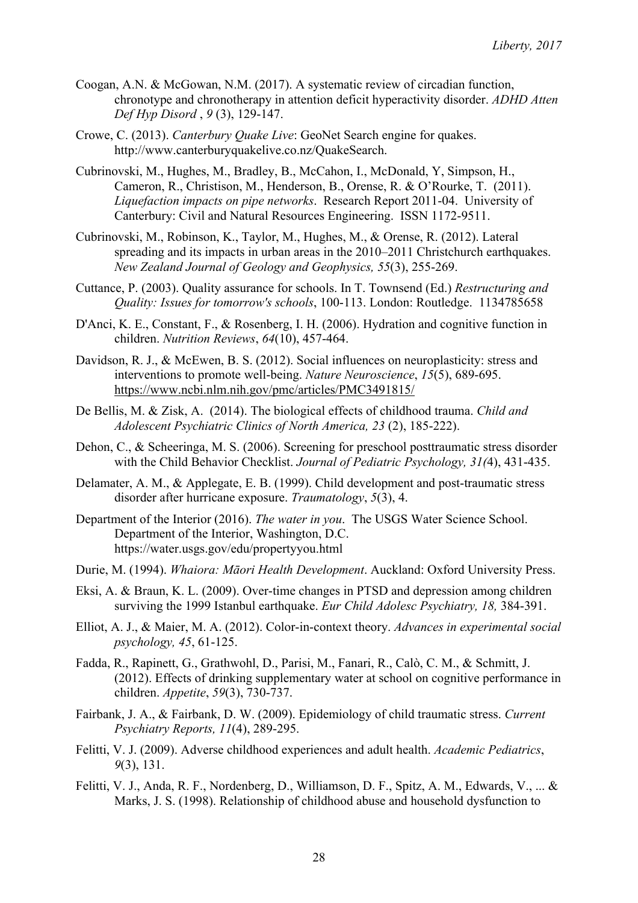Coogan, A.N. & McGowan, N.M. (2017). A systematic review of circadian function, chronotype and chronotherapy in attention deficit hyperactivity disorder. *ADHD Atten Def Hyp Disord* , *9* (3), 129-147.

Crowe, C. (2013). *Canterbury Quake Live*: GeoNet Search engine for quakes. http://www.canterburyquakelive.co.nz/QuakeSearch.

Cubrinovski, M., Hughes, M., Bradley, B., McCahon, I., McDonald, Y, Simpson, H., Cameron, R., Christison, M., Henderson, B., Orense, R. & O'Rourke, T. (2011). *Liquefaction impacts on pipe networks*. Research Report 2011-04. University of Canterbury: Civil and Natural Resources Engineering. ISSN 1172-9511.

Cubrinovski, M., Robinson, K., Taylor, M., Hughes, M., & Orense, R. (2012). Lateral spreading and its impacts in urban areas in the 2010–2011 Christchurch earthquakes. *New Zealand Journal of Geology and Geophysics, 55*(3), 255-269.

Cuttance, P. (2003). Quality assurance for schools. In T. Townsend (Ed.) *Restructuring and Quality: Issues for tomorrow's schools*, 100-113. London: Routledge. 1134785658

D'Anci, K. E., Constant, F., & Rosenberg, I. H. (2006). Hydration and cognitive function in children. *Nutrition Reviews*, *64*(10), 457-464.

Davidson, R. J., & McEwen, B. S. (2012). Social influences on neuroplasticity: stress and interventions to promote well-being. *Nature Neuroscience*, *15*(5), 689-695. https://www.ncbi.nlm.nih.gov/pmc/articles/PMC3491815/

De Bellis, M. & Zisk, A. (2014). The biological effects of childhood trauma. *Child and Adolescent Psychiatric Clinics of North America, 23* (2), 185-222).

Dehon, C., & Scheeringa, M. S. (2006). Screening for preschool posttraumatic stress disorder with the Child Behavior Checklist. *Journal of Pediatric Psychology, 31(*4), 431-435.

Delamater, A. M., & Applegate, E. B. (1999). Child development and post-traumatic stress disorder after hurricane exposure. *Traumatology*, *5*(3), 4.

Department of the Interior (2016). *The water in you*. The USGS Water Science School. Department of the Interior, Washington, D.C. https://water.usgs.gov/edu/propertyyou.html

Durie, M. (1994). *Whaiora: Māori Health Development*. Auckland: Oxford University Press.

Eksi, A. & Braun, K. L. (2009). Over-time changes in PTSD and depression among children surviving the 1999 Istanbul earthquake. *Eur Child Adolesc Psychiatry, 18,* 384-391.

Elliot, A. J., & Maier, M. A. (2012). Color-in-context theory. *Advances in experimental social psychology, 45*, 61-125.

Fadda, R., Rapinett, G., Grathwohl, D., Parisi, M., Fanari, R., Calò, C. M., & Schmitt, J. (2012). Effects of drinking supplementary water at school on cognitive performance in children. *Appetite*, *59*(3), 730-737.

Fairbank, J. A., & Fairbank, D. W. (2009). Epidemiology of child traumatic stress. *Current Psychiatry Reports, 11*(4), 289-295.

Felitti, V. J. (2009). Adverse childhood experiences and adult health. *Academic Pediatrics*, *9*(3), 131.

Felitti, V. J., Anda, R. F., Nordenberg, D., Williamson, D. F., Spitz, A. M., Edwards, V., ... & Marks, J. S. (1998). Relationship of childhood abuse and household dysfunction to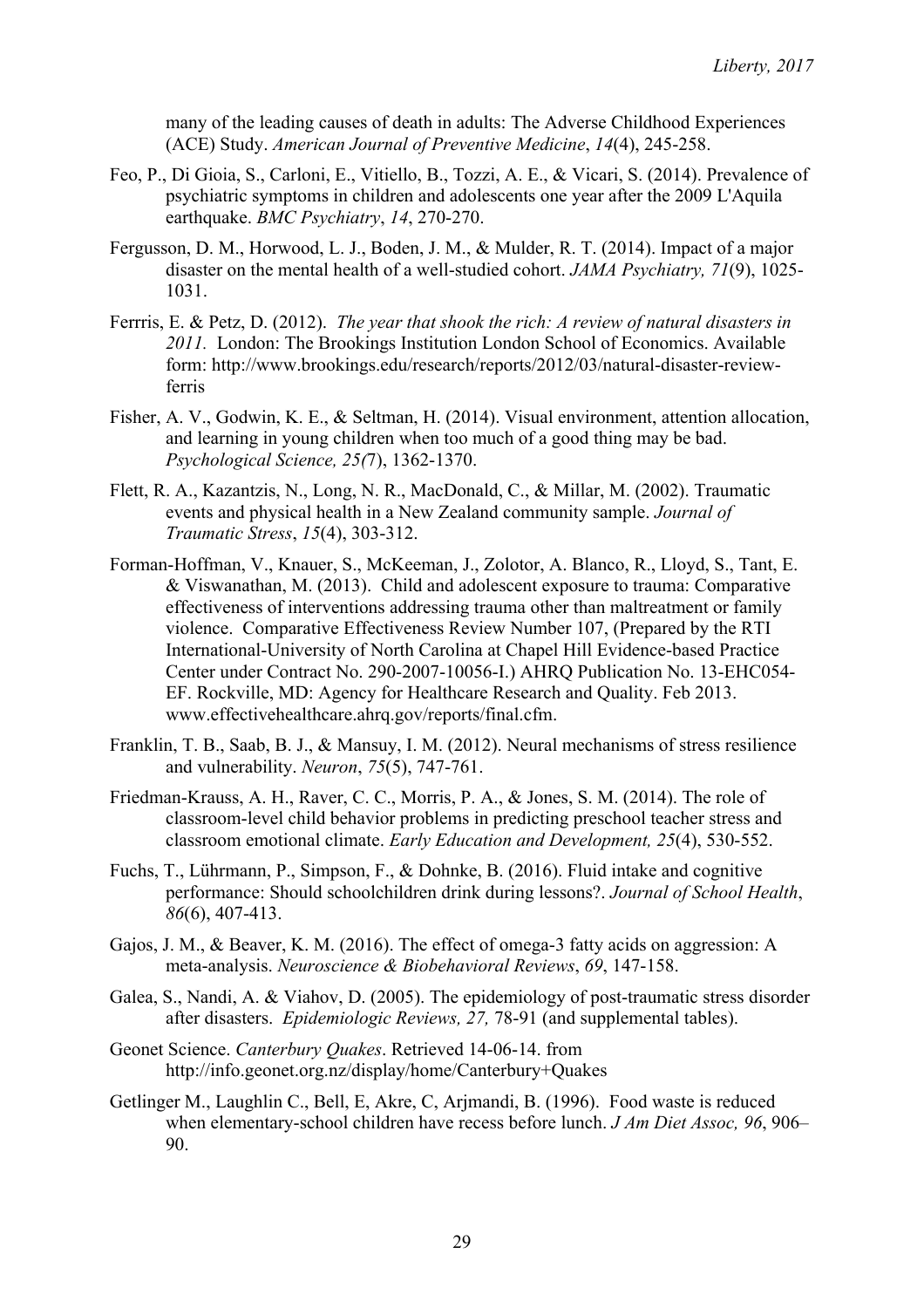many of the leading causes of death in adults: The Adverse Childhood Experiences (ACE) Study. *American Journal of Preventive Medicine*, *14*(4), 245-258.

Feo, P., Di Gioia, S., Carloni, E., Vitiello, B., Tozzi, A. E., & Vicari, S. (2014). Prevalence of psychiatric symptoms in children and adolescents one year after the 2009 L'Aquila earthquake. *BMC Psychiatry*, *14*, 270-270.

Fergusson, D. M., Horwood, L. J., Boden, J. M., & Mulder, R. T. (2014). Impact of a major disaster on the mental health of a well-studied cohort. *JAMA Psychiatry, 71*(9), 1025-1031.

Ferrris, E. & Petz, D. (2012). *The year that shook the rich: A review of natural disasters in 2011.* London: The Brookings Institution London School of Economics. Available form: http://www.brookings.edu/research/reports/2012/03/natural-disaster-review-ferris

Fisher, A. V., Godwin, K. E., & Seltman, H. (2014). Visual environment, attention allocation, and learning in young children when too much of a good thing may be bad. *Psychological Science, 25(*7), 1362-1370.

Flett, R. A., Kazantzis, N., Long, N. R., MacDonald, C., & Millar, M. (2002). Traumatic events and physical health in a New Zealand community sample. *Journal of Traumatic Stress*, *15*(4), 303-312.

Forman-Hoffman, V., Knauer, S., McKeeman, J., Zolotor, A. Blanco, R., Lloyd, S., Tant, E. & Viswanathan, M. (2013). Child and adolescent exposure to trauma: Comparative effectiveness of interventions addressing trauma other than maltreatment or family violence. Comparative Effectiveness Review Number 107, (Prepared by the RTI International-University of North Carolina at Chapel Hill Evidence-based Practice Center under Contract No. 290-2007-10056-I.) AHRQ Publication No. 13-EHC054-EF. Rockville, MD: Agency for Healthcare Research and Quality. Feb 2013. www.effectivehealthcare.ahrq.gov/reports/final.cfm.

Franklin, T. B., Saab, B. J., & Mansuy, I. M. (2012). Neural mechanisms of stress resilience and vulnerability. *Neuron*, *75*(5), 747-761.

Friedman-Krauss, A. H., Raver, C. C., Morris, P. A., & Jones, S. M. (2014). The role of classroom-level child behavior problems in predicting preschool teacher stress and classroom emotional climate. *Early Education and Development, 25*(4), 530-552.

Fuchs, T., Lührmann, P., Simpson, F., & Dohnke, B. (2016). Fluid intake and cognitive performance: Should schoolchildren drink during lessons?. *Journal of School Health*, *86*(6), 407-413.

Gajos, J. M., & Beaver, K. M. (2016). The effect of omega-3 fatty acids on aggression: A meta-analysis. *Neuroscience & Biobehavioral Reviews*, *69*, 147-158.

Galea, S., Nandi, A. & Viahov, D. (2005). The epidemiology of post-traumatic stress disorder after disasters. *Epidemiologic Reviews, 27,* 78-91 (and supplemental tables).

Geonet Science. *Canterbury Quakes*. Retrieved 14-06-14. from http://info.geonet.org.nz/display/home/Canterbury+Quakes

Getlinger M., Laughlin C., Bell, E, Akre, C, Arjmandi, B. (1996). Food waste is reduced when elementary-school children have recess before lunch. *J Am Diet Assoc, 96*, 906–90.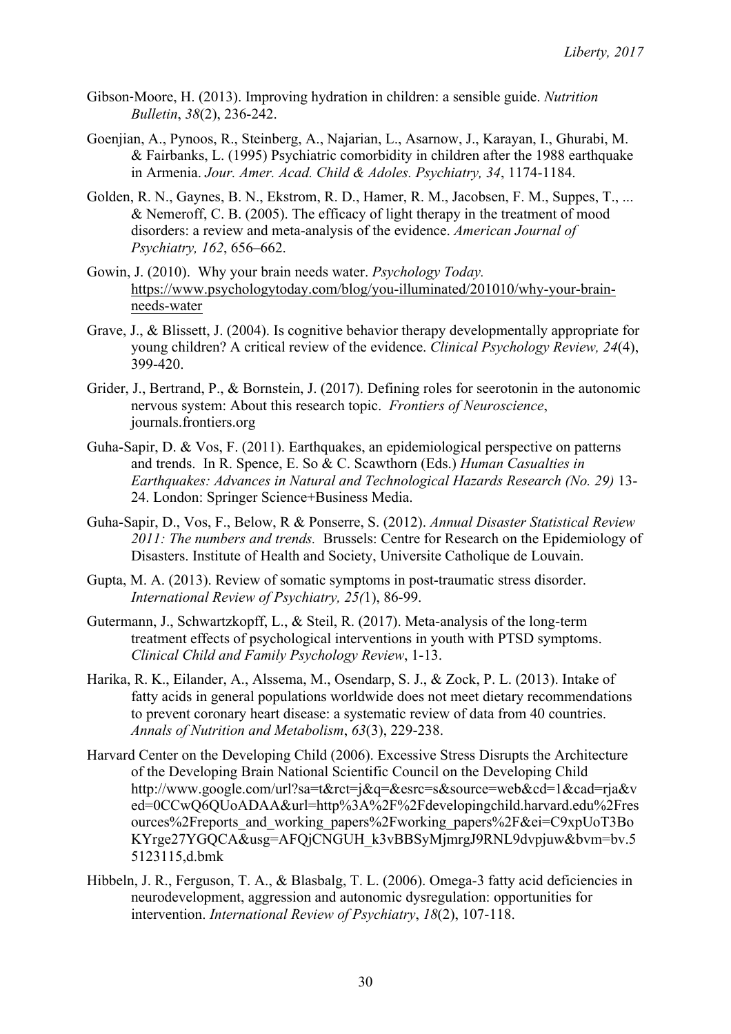Gibson-Moore, H. (2013). Improving hydration in children: a sensible guide. *Nutrition Bulletin*, *38*(2), 236-242.

Goenjian, A., Pynoos, R., Steinberg, A., Najarian, L., Asarnow, J., Karayan, I., Ghurabi, M. & Fairbanks, L. (1995) Psychiatric comorbidity in children after the 1988 earthquake in Armenia. *Jour. Amer. Acad. Child & Adoles. Psychiatry, 34*, 1174-1184.

Golden, R. N., Gaynes, B. N., Ekstrom, R. D., Hamer, R. M., Jacobsen, F. M., Suppes, T., ... & Nemeroff, C. B. (2005). The efficacy of light therapy in the treatment of mood disorders: a review and meta-analysis of the evidence. *American Journal of Psychiatry, 162*, 656–662.

Gowin, J. (2010). Why your brain needs water. *Psychology Today.* https://www.psychologytoday.com/blog/you-illuminated/201010/why-your-brain-needs-water

Grave, J., & Blissett, J. (2004). Is cognitive behavior therapy developmentally appropriate for young children? A critical review of the evidence. *Clinical Psychology Review, 24*(4), 399-420.

Grider, J., Bertrand, P., & Bornstein, J. (2017). Defining roles for seerotonin in the autonomic nervous system: About this research topic. *Frontiers of Neuroscience*, journals.frontiers.org

Guha-Sapir, D. & Vos, F. (2011). Earthquakes, an epidemiological perspective on patterns and trends. In R. Spence, E. So & C. Scawthorn (Eds.) *Human Casualties in Earthquakes: Advances in Natural and Technological Hazards Research (No. 29)* 13-24. London: Springer Science+Business Media.

Guha-Sapir, D., Vos, F., Below, R & Ponserre, S. (2012). *Annual Disaster Statistical Review 2011: The numbers and trends.* Brussels: Centre for Research on the Epidemiology of Disasters. Institute of Health and Society, Universite Catholique de Louvain.

Gupta, M. A. (2013). Review of somatic symptoms in post-traumatic stress disorder. *International Review of Psychiatry, 25(*1), 86-99.

Gutermann, J., Schwartzkopff, L., & Steil, R. (2017). Meta-analysis of the long-term treatment effects of psychological interventions in youth with PTSD symptoms. *Clinical Child and Family Psychology Review*, 1-13.

Harika, R. K., Eilander, A., Alssema, M., Osendarp, S. J., & Zock, P. L. (2013). Intake of fatty acids in general populations worldwide does not meet dietary recommendations to prevent coronary heart disease: a systematic review of data from 40 countries. *Annals of Nutrition and Metabolism*, *63*(3), 229-238.

Harvard Center on the Developing Child (2006). Excessive Stress Disrupts the Architecture of the Developing Brain National Scientific Council on the Developing Child http://www.google.com/url?sa=t&rct=j&q=&esrc=s&source=web&cd=1&cad=rja&ved=0CCwQ6QUoADAA&url=http%3A%2F%2Fdevelopingchild.harvard.edu%2Fresources%2Freports_and_working_papers%2Fworking_papers%2F&ei=C9xpUoT3BoKYrge27YGQCA&usg=AFQjCNGUH_k3vBBSyMjmrgJ9RNL9dvpjuw&bvm=bv.55123115,d.bmk

Hibbeln, J. R., Ferguson, T. A., & Blasbalg, T. L. (2006). Omega-3 fatty acid deficiencies in neurodevelopment, aggression and autonomic dysregulation: opportunities for intervention. *International Review of Psychiatry*, *18*(2), 107-118.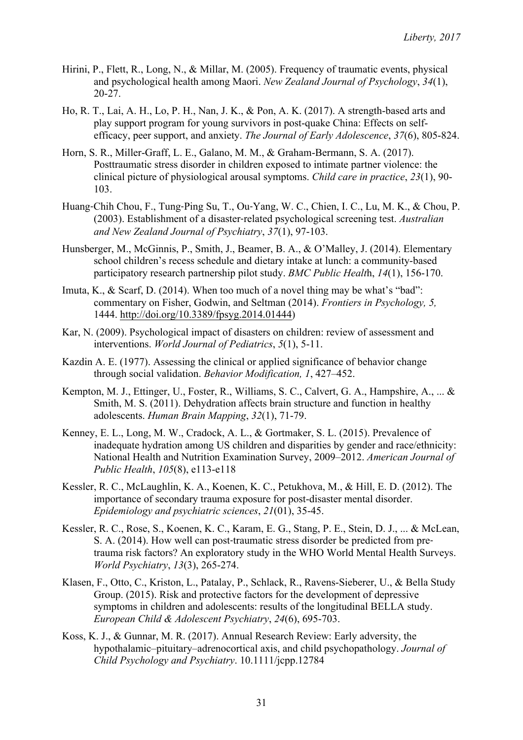Hirini, P., Flett, R., Long, N., & Millar, M. (2005). Frequency of traumatic events, physical and psychological health among Maori. *New Zealand Journal of Psychology*, *34*(1), 20-27.

Ho, R. T., Lai, A. H., Lo, P. H., Nan, J. K., & Pon, A. K. (2017). A strength-based arts and play support program for young survivors in post-quake China: Effects on self-efficacy, peer support, and anxiety. *The Journal of Early Adolescence*, *37*(6), 805-824.

Horn, S. R., Miller-Graff, L. E., Galano, M. M., & Graham-Bermann, S. A. (2017). Posttraumatic stress disorder in children exposed to intimate partner violence: the clinical picture of physiological arousal symptoms. *Child care in practice*, *23*(1), 90-103.

Huang‐Chih Chou, F., Tung‐Ping Su, T., Ou‐Yang, W. C., Chien, I. C., Lu, M. K., & Chou, P. (2003). Establishment of a disaster‐related psychological screening test. *Australian and New Zealand Journal of Psychiatry*, *37*(1), 97-103.

Hunsberger, M., McGinnis, P., Smith, J., Beamer, B. A., & O'Malley, J. (2014). Elementary school children's recess schedule and dietary intake at lunch: a community-based participatory research partnership pilot study. *BMC Public Healt*h, *14*(1), 156-170.

Imuta, K., & Scarf, D. (2014). When too much of a novel thing may be what's "bad": commentary on Fisher, Godwin, and Seltman (2014). *Frontiers in Psychology, 5,* 1444. http://doi.org/10.3389/fpsyg.2014.01444)

Kar, N. (2009). Psychological impact of disasters on children: review of assessment and interventions. *World Journal of Pediatrics*, *5*(1), 5-11.

Kazdin A. E. (1977). Assessing the clinical or applied significance of behavior change through social validation. *Behavior Modification, 1*, 427–452.

Kempton, M. J., Ettinger, U., Foster, R., Williams, S. C., Calvert, G. A., Hampshire, A., ... & Smith, M. S. (2011). Dehydration affects brain structure and function in healthy adolescents. *Human Brain Mapping*, *32*(1), 71-79.

Kenney, E. L., Long, M. W., Cradock, A. L., & Gortmaker, S. L. (2015). Prevalence of inadequate hydration among US children and disparities by gender and race/ethnicity: National Health and Nutrition Examination Survey, 2009–2012. *American Journal of Public Health*, *105*(8), e113-e118

Kessler, R. C., McLaughlin, K. A., Koenen, K. C., Petukhova, M., & Hill, E. D. (2012). The importance of secondary trauma exposure for post-disaster mental disorder. *Epidemiology and psychiatric sciences*, *21*(01), 35-45.

Kessler, R. C., Rose, S., Koenen, K. C., Karam, E. G., Stang, P. E., Stein, D. J., ... & McLean, S. A. (2014). How well can post‐traumatic stress disorder be predicted from pre‐trauma risk factors? An exploratory study in the WHO World Mental Health Surveys. *World Psychiatry*, *13*(3), 265-274.

Klasen, F., Otto, C., Kriston, L., Patalay, P., Schlack, R., Ravens-Sieberer, U., & Bella Study Group. (2015). Risk and protective factors for the development of depressive symptoms in children and adolescents: results of the longitudinal BELLA study. *European Child & Adolescent Psychiatry*, *24*(6), 695-703.

Koss, K. J., & Gunnar, M. R. (2017). Annual Research Review: Early adversity, the hypothalamic–pituitary–adrenocortical axis, and child psychopathology. *Journal of Child Psychology and Psychiatry*. 10.1111/jcpp.12784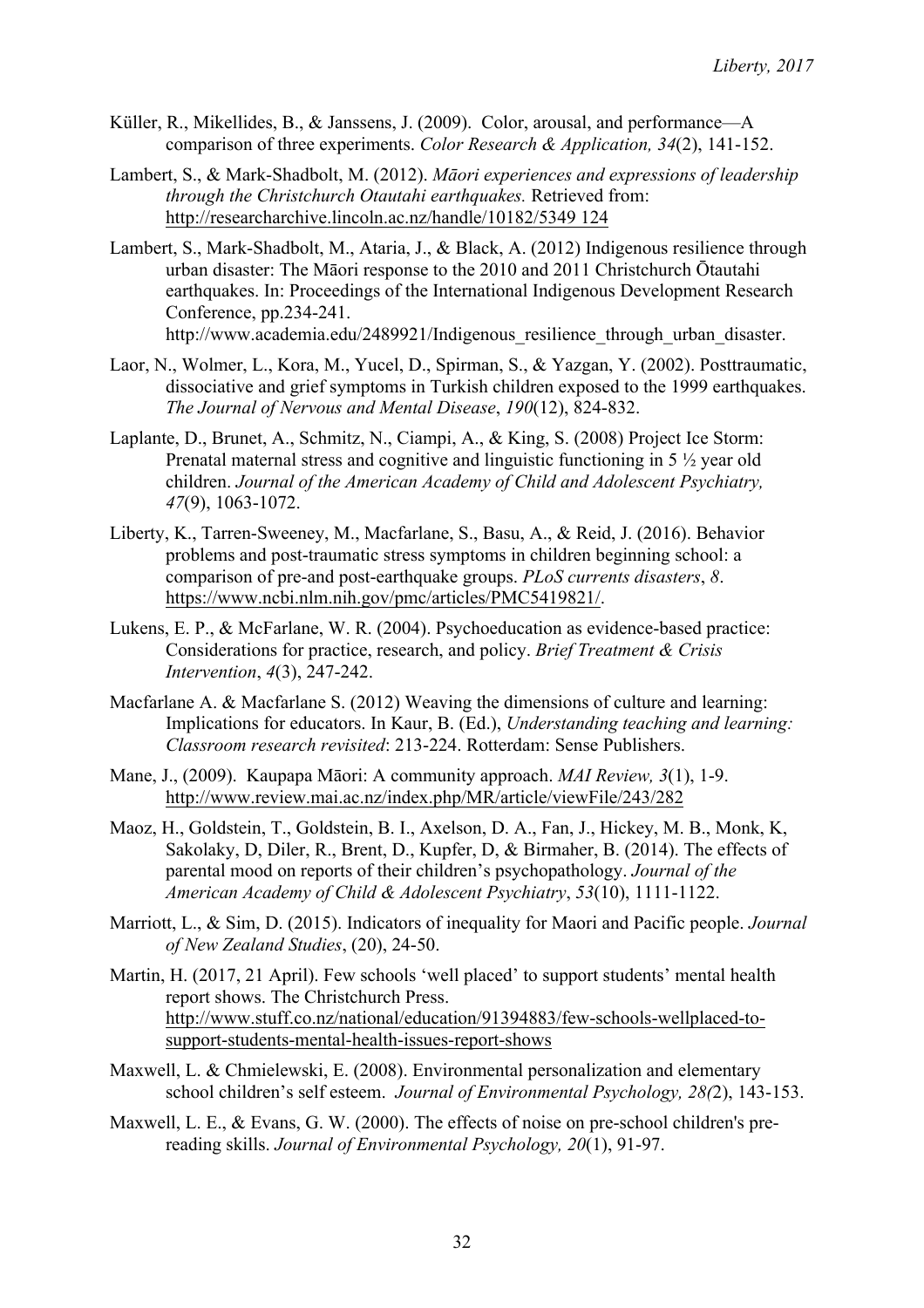Küller, R., Mikellides, B., & Janssens, J. (2009). Color, arousal, and performance—A comparison of three experiments. *Color Research & Application, 34*(2), 141-152.

Lambert, S., & Mark-Shadbolt, M. (2012). *Māori experiences and expressions of leadership through the Christchurch Otautahi earthquakes.* Retrieved from: http://researcharchive.lincoln.ac.nz/handle/10182/5349 124

Lambert, S., Mark-Shadbolt, M., Ataria, J., & Black, A. (2012) Indigenous resilience through urban disaster: The Māori response to the 2010 and 2011 Christchurch Ōtautahi earthquakes. In: Proceedings of the International Indigenous Development Research Conference, pp.234-241. http://www.academia.edu/2489921/Indigenous_resilience_through_urban_disaster.

Laor, N., Wolmer, L., Kora, M., Yucel, D., Spirman, S., & Yazgan, Y. (2002). Posttraumatic, dissociative and grief symptoms in Turkish children exposed to the 1999 earthquakes. *The Journal of Nervous and Mental Disease*, *190*(12), 824-832.

Laplante, D., Brunet, A., Schmitz, N., Ciampi, A., & King, S. (2008) Project Ice Storm: Prenatal maternal stress and cognitive and linguistic functioning in 5 ½ year old children. *Journal of the American Academy of Child and Adolescent Psychiatry, 47*(9), 1063-1072.

Liberty, K., Tarren-Sweeney, M., Macfarlane, S., Basu, A., & Reid, J. (2016). Behavior problems and post-traumatic stress symptoms in children beginning school: a comparison of pre-and post-earthquake groups. *PLoS currents disasters*, *8*. https://www.ncbi.nlm.nih.gov/pmc/articles/PMC5419821/.

Lukens, E. P., & McFarlane, W. R. (2004). Psychoeducation as evidence-based practice: Considerations for practice, research, and policy. *Brief Treatment & Crisis Intervention*, *4*(3), 247-242.

Macfarlane A. & Macfarlane S. (2012) Weaving the dimensions of culture and learning: Implications for educators. In Kaur, B. (Ed.), *Understanding teaching and learning: Classroom research revisited*: 213-224. Rotterdam: Sense Publishers.

Mane, J., (2009). Kaupapa Māori: A community approach. *MAI Review, 3*(1), 1-9. http://www.review.mai.ac.nz/index.php/MR/article/viewFile/243/282

Maoz, H., Goldstein, T., Goldstein, B. I., Axelson, D. A., Fan, J., Hickey, M. B., Monk, K, Sakolaky, D, Diler, R., Brent, D., Kupfer, D, & Birmaher, B. (2014). The effects of parental mood on reports of their children's psychopathology. *Journal of the American Academy of Child & Adolescent Psychiatry*, *53*(10), 1111-1122.

Marriott, L., & Sim, D. (2015). Indicators of inequality for Maori and Pacific people. *Journal of New Zealand Studies*, (20), 24-50.

Martin, H. (2017, 21 April). Few schools 'well placed' to support students' mental health report shows. The Christchurch Press. http://www.stuff.co.nz/national/education/91394883/few-schools-wellplaced-to-support-students-mental-health-issues-report-shows

Maxwell, L. & Chmielewski, E. (2008). Environmental personalization and elementary school children's self esteem. *Journal of Environmental Psychology, 28(*2), 143-153.

Maxwell, L. E., & Evans, G. W. (2000). The effects of noise on pre-school children's pre-reading skills. *Journal of Environmental Psychology, 20*(1), 91-97.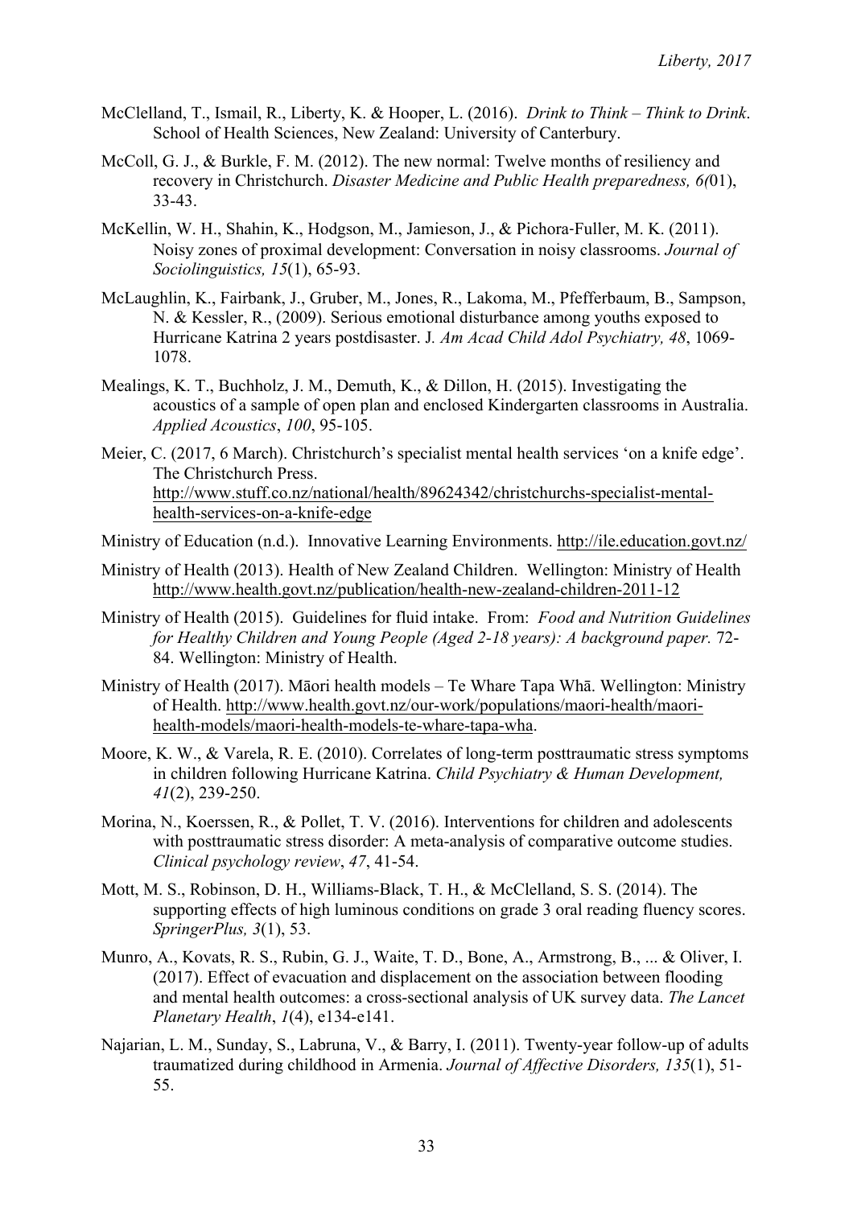McClelland, T., Ismail, R., Liberty, K. & Hooper, L. (2016). *Drink to Think – Think to Drink*. School of Health Sciences, New Zealand: University of Canterbury.

McColl, G. J., & Burkle, F. M. (2012). The new normal: Twelve months of resiliency and recovery in Christchurch. *Disaster Medicine and Public Health preparedness, 6(*01), 33-43.

McKellin, W. H., Shahin, K., Hodgson, M., Jamieson, J., & Pichora-Fuller, M. K. (2011). Noisy zones of proximal development: Conversation in noisy classrooms. *Journal of Sociolinguistics, 15*(1), 65-93.

McLaughlin, K., Fairbank, J., Gruber, M., Jones, R., Lakoma, M., Pfefferbaum, B., Sampson, N. & Kessler, R., (2009). Serious emotional disturbance among youths exposed to Hurricane Katrina 2 years postdisaster. J*. Am Acad Child Adol Psychiatry, 48*, 1069-1078.

Mealings, K. T., Buchholz, J. M., Demuth, K., & Dillon, H. (2015). Investigating the acoustics of a sample of open plan and enclosed Kindergarten classrooms in Australia. *Applied Acoustics*, *100*, 95-105.

Meier, C. (2017, 6 March). Christchurch's specialist mental health services 'on a knife edge'. The Christchurch Press. http://www.stuff.co.nz/national/health/89624342/christchurchs-specialist-mental-health-services-on-a-knife-edge

Ministry of Education (n.d.). Innovative Learning Environments. http://ile.education.govt.nz/

Ministry of Health (2013). Health of New Zealand Children. Wellington: Ministry of Health http://www.health.govt.nz/publication/health-new-zealand-children-2011-12

Ministry of Health (2015). Guidelines for fluid intake. From: *Food and Nutrition Guidelines for Healthy Children and Young People (Aged 2-18 years): A background paper.* 72-84. Wellington: Ministry of Health.

Ministry of Health (2017). Māori health models – Te Whare Tapa Whā. Wellington: Ministry of Health. http://www.health.govt.nz/our-work/populations/maori-health/maori-health-models/maori-health-models-te-whare-tapa-wha.

Moore, K. W., & Varela, R. E. (2010). Correlates of long-term posttraumatic stress symptoms in children following Hurricane Katrina. *Child Psychiatry & Human Development, 41*(2), 239-250.

Morina, N., Koerssen, R., & Pollet, T. V. (2016). Interventions for children and adolescents with posttraumatic stress disorder: A meta-analysis of comparative outcome studies. *Clinical psychology review*, *47*, 41-54.

Mott, M. S., Robinson, D. H., Williams-Black, T. H., & McClelland, S. S. (2014). The supporting effects of high luminous conditions on grade 3 oral reading fluency scores. *SpringerPlus, 3*(1), 53.

Munro, A., Kovats, R. S., Rubin, G. J., Waite, T. D., Bone, A., Armstrong, B., ... & Oliver, I. (2017). Effect of evacuation and displacement on the association between flooding and mental health outcomes: a cross-sectional analysis of UK survey data. *The Lancet Planetary Health*, *1*(4), e134-e141.

Najarian, L. M., Sunday, S., Labruna, V., & Barry, I. (2011). Twenty-year follow-up of adults traumatized during childhood in Armenia. *Journal of Affective Disorders, 135*(1), 51-55.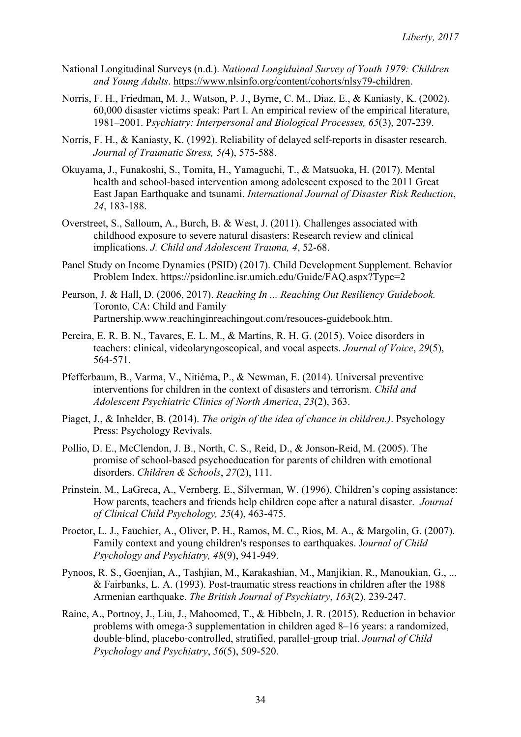National Longitudinal Surveys (n.d.). *National Longiduinal Survey of Youth 1979: Children and Young Adults*. https://www.nlsinfo.org/content/cohorts/nlsy79-children.

Norris, F. H., Friedman, M. J., Watson, P. J., Byrne, C. M., Diaz, E., & Kaniasty, K. (2002). 60,000 disaster victims speak: Part I. An empirical review of the empirical literature, 1981–2001. P*sychiatry: Interpersonal and Biological Processes, 65*(3), 207-239.

Norris, F. H., & Kaniasty, K. (1992). Reliability of delayed self-reports in disaster research. *Journal of Traumatic Stress, 5(*4), 575-588.

Okuyama, J., Funakoshi, S., Tomita, H., Yamaguchi, T., & Matsuoka, H. (2017). Mental health and school-based intervention among adolescent exposed to the 2011 Great East Japan Earthquake and tsunami. *International Journal of Disaster Risk Reduction*, *24*, 183-188.

Overstreet, S., Salloum, A., Burch, B. & West, J. (2011). Challenges associated with childhood exposure to severe natural disasters: Research review and clinical implications. *J. Child and Adolescent Trauma, 4*, 52-68.

Panel Study on Income Dynamics (PSID) (2017). Child Development Supplement. Behavior Problem Index. https://psidonline.isr.umich.edu/Guide/FAQ.aspx?Type=2

Pearson, J. & Hall, D. (2006, 2017). *Reaching In ... Reaching Out Resiliency Guidebook.* Toronto, CA: Child and Family Partnership.www.reachinginreachingout.com/resouces-guidebook.htm.

Pereira, E. R. B. N., Tavares, E. L. M., & Martins, R. H. G. (2015). Voice disorders in teachers: clinical, videolaryngoscopical, and vocal aspects. *Journal of Voice*, *29*(5), 564-571.

Pfefferbaum, B., Varma, V., Nitiéma, P., & Newman, E. (2014). Universal preventive interventions for children in the context of disasters and terrorism. *Child and Adolescent Psychiatric Clinics of North America*, *23*(2), 363.

Piaget, J., & Inhelder, B. (2014). *The origin of the idea of chance in children.)*. Psychology Press: Psychology Revivals.

Pollio, D. E., McClendon, J. B., North, C. S., Reid, D., & Jonson-Reid, M. (2005). The promise of school-based psychoeducation for parents of children with emotional disorders. *Children & Schools*, *27*(2), 111.

Prinstein, M., LaGreca, A., Vernberg, E., Silverman, W. (1996). Children's coping assistance: How parents, teachers and friends help children cope after a natural disaster. *Journal of Clinical Child Psychology, 25*(4), 463-475.

Proctor, L. J., Fauchier, A., Oliver, P. H., Ramos, M. C., Rios, M. A., & Margolin, G. (2007). Family context and young children's responses to earthquakes. J*ournal of Child Psychology and Psychiatry, 48*(9), 941-949.

Pynoos, R. S., Goenjian, A., Tashjian, M., Karakashian, M., Manjikian, R., Manoukian, G., ... & Fairbanks, L. A. (1993). Post-traumatic stress reactions in children after the 1988 Armenian earthquake. *The British Journal of Psychiatry*, *163*(2), 239-247.

Raine, A., Portnoy, J., Liu, J., Mahoomed, T., & Hibbeln, J. R. (2015). Reduction in behavior problems with omega‐3 supplementation in children aged 8–16 years: a randomized, double‐blind, placebo‐controlled, stratified, parallel‐group trial. *Journal of Child Psychology and Psychiatry*, *56*(5), 509-520.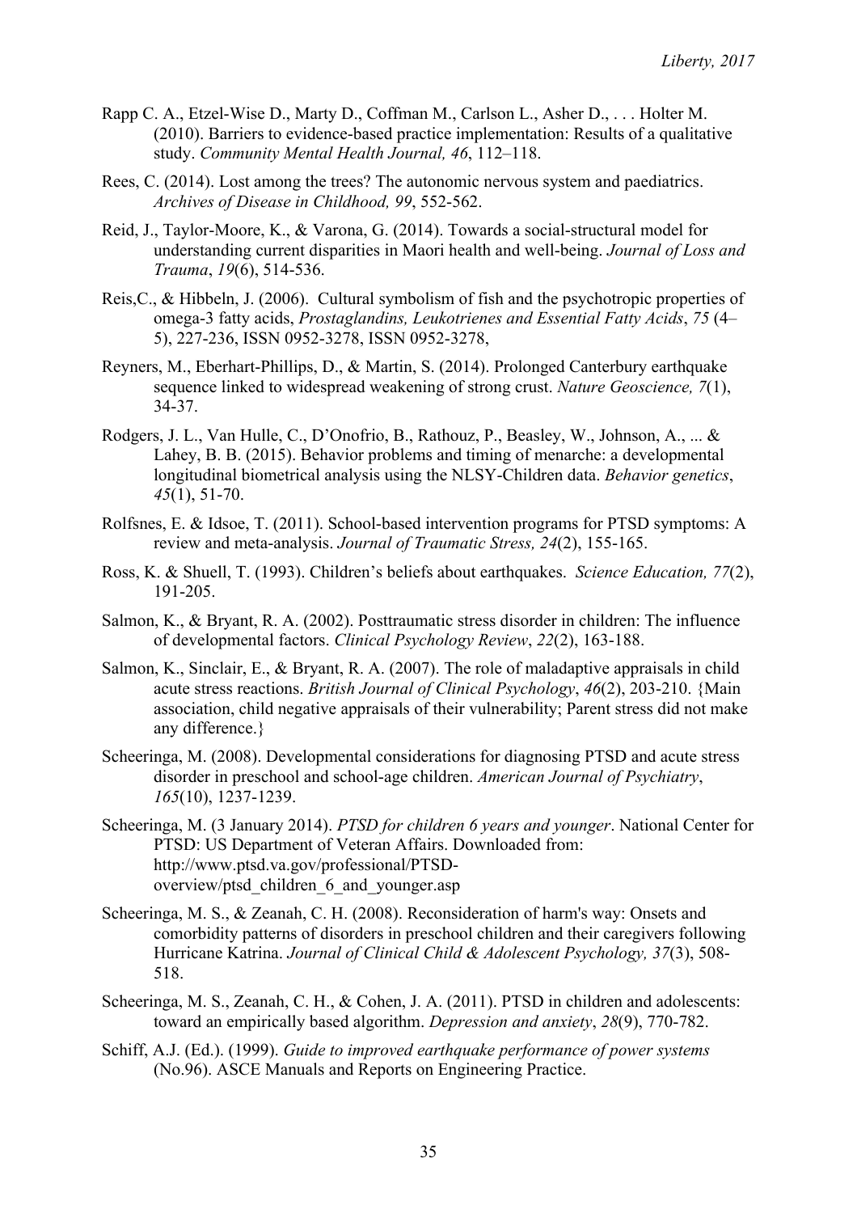Rapp C. A., Etzel-Wise D., Marty D., Coffman M., Carlson L., Asher D., . . . Holter M. (2010). Barriers to evidence-based practice implementation: Results of a qualitative study. *Community Mental Health Journal, 46*, 112–118.

Rees, C. (2014). Lost among the trees? The autonomic nervous system and paediatrics. *Archives of Disease in Childhood, 99*, 552-562.

Reid, J., Taylor-Moore, K., & Varona, G. (2014). Towards a social-structural model for understanding current disparities in Maori health and well-being. *Journal of Loss and Trauma*, *19*(6), 514-536.

Reis,C., & Hibbeln, J. (2006). Cultural symbolism of fish and the psychotropic properties of omega-3 fatty acids, *Prostaglandins, Leukotrienes and Essential Fatty Acids*, *75* (4–5), 227-236, ISSN 0952-3278, ISSN 0952-3278,

Reyners, M., Eberhart-Phillips, D., & Martin, S. (2014). Prolonged Canterbury earthquake sequence linked to widespread weakening of strong crust. *Nature Geoscience, 7*(1), 34-37.

Rodgers, J. L., Van Hulle, C., D'Onofrio, B., Rathouz, P., Beasley, W., Johnson, A., ... & Lahey, B. B. (2015). Behavior problems and timing of menarche: a developmental longitudinal biometrical analysis using the NLSY-Children data. *Behavior genetics*, *45*(1), 51-70.

Rolfsnes, E. & Idsoe, T. (2011). School-based intervention programs for PTSD symptoms: A review and meta-analysis. *Journal of Traumatic Stress, 24*(2), 155-165.

Ross, K. & Shuell, T. (1993). Children's beliefs about earthquakes. *Science Education, 77*(2), 191-205.

Salmon, K., & Bryant, R. A. (2002). Posttraumatic stress disorder in children: The influence of developmental factors. *Clinical Psychology Review*, *22*(2), 163-188.

Salmon, K., Sinclair, E., & Bryant, R. A. (2007). The role of maladaptive appraisals in child acute stress reactions. *British Journal of Clinical Psychology*, *46*(2), 203-210. {Main association, child negative appraisals of their vulnerability; Parent stress did not make any difference.}

Scheeringa, M. (2008). Developmental considerations for diagnosing PTSD and acute stress disorder in preschool and school-age children. *American Journal of Psychiatry*, *165*(10), 1237-1239.

Scheeringa, M. (3 January 2014). *PTSD for children 6 years and younger*. National Center for PTSD: US Department of Veteran Affairs. Downloaded from: http://www.ptsd.va.gov/professional/PTSD-overview/ptsd_children_6_and_younger.asp

Scheeringa, M. S., & Zeanah, C. H. (2008). Reconsideration of harm's way: Onsets and comorbidity patterns of disorders in preschool children and their caregivers following Hurricane Katrina. *Journal of Clinical Child & Adolescent Psychology, 37*(3), 508-518.

Scheeringa, M. S., Zeanah, C. H., & Cohen, J. A. (2011). PTSD in children and adolescents: toward an empirically based algorithm. *Depression and anxiety*, *28*(9), 770-782.

Schiff, A.J. (Ed.). (1999). *Guide to improved earthquake performance of power systems* (No.96). ASCE Manuals and Reports on Engineering Practice.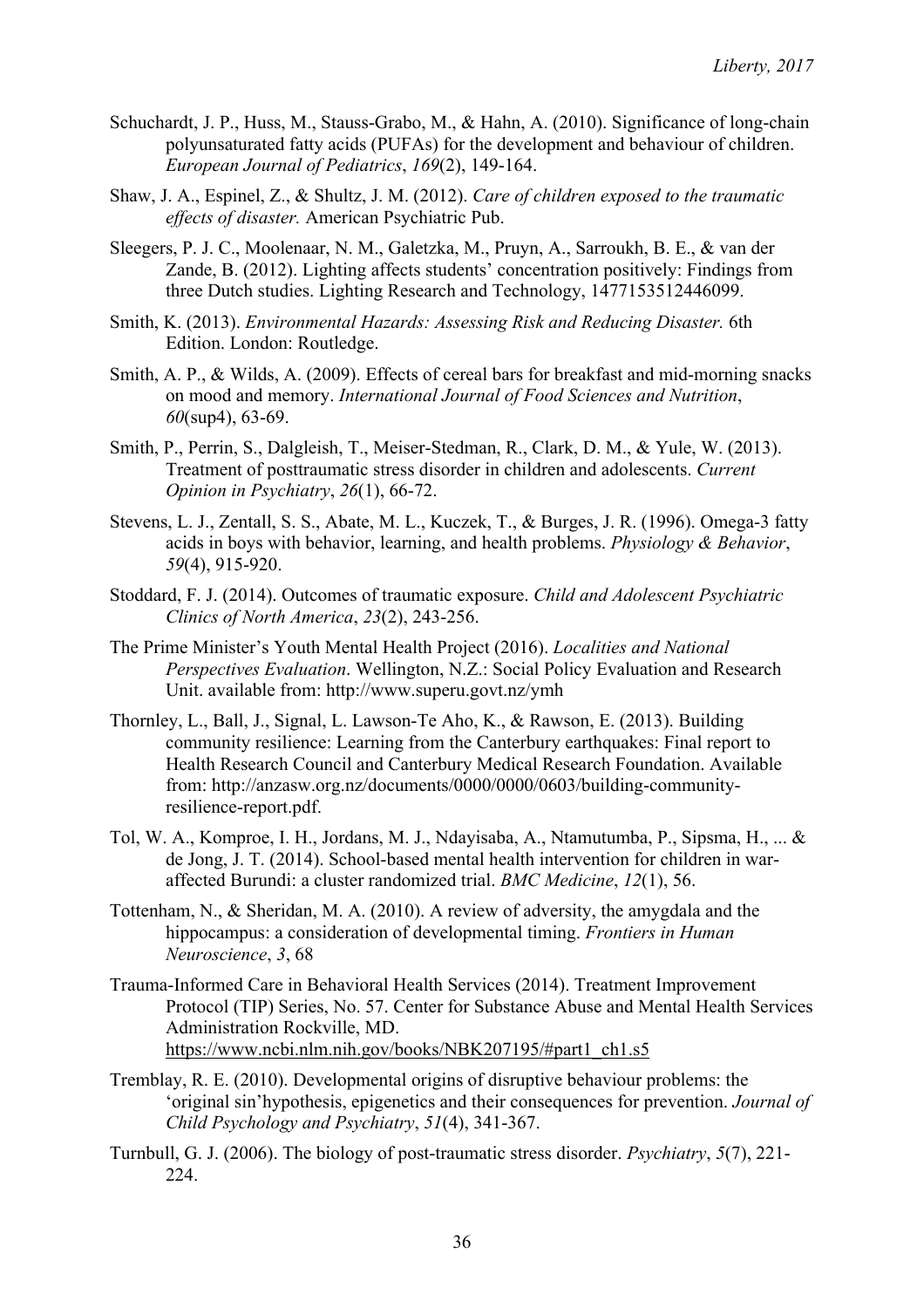Schuchardt, J. P., Huss, M., Stauss-Grabo, M., & Hahn, A. (2010). Significance of long-chain polyunsaturated fatty acids (PUFAs) for the development and behaviour of children. *European Journal of Pediatrics*, *169*(2), 149-164.

Shaw, J. A., Espinel, Z., & Shultz, J. M. (2012). *Care of children exposed to the traumatic effects of disaster.* American Psychiatric Pub.

Sleegers, P. J. C., Moolenaar, N. M., Galetzka, M., Pruyn, A., Sarroukh, B. E., & van der Zande, B. (2012). Lighting affects students' concentration positively: Findings from three Dutch studies. Lighting Research and Technology, 1477153512446099.

Smith, K. (2013). *Environmental Hazards: Assessing Risk and Reducing Disaster.* 6th Edition. London: Routledge.

Smith, A. P., & Wilds, A. (2009). Effects of cereal bars for breakfast and mid-morning snacks on mood and memory. *International Journal of Food Sciences and Nutrition*, *60*(sup4), 63-69.

Smith, P., Perrin, S., Dalgleish, T., Meiser-Stedman, R., Clark, D. M., & Yule, W. (2013). Treatment of posttraumatic stress disorder in children and adolescents. *Current Opinion in Psychiatry*, *26*(1), 66-72.

Stevens, L. J., Zentall, S. S., Abate, M. L., Kuczek, T., & Burges, J. R. (1996). Omega-3 fatty acids in boys with behavior, learning, and health problems. *Physiology & Behavior*, *59*(4), 915-920.

Stoddard, F. J. (2014). Outcomes of traumatic exposure. *Child and Adolescent Psychiatric Clinics of North America*, *23*(2), 243-256.

The Prime Minister's Youth Mental Health Project (2016). *Localities and National Perspectives Evaluation*. Wellington, N.Z.: Social Policy Evaluation and Research Unit. available from: http://www.superu.govt.nz/ymh

Thornley, L., Ball, J., Signal, L. Lawson-Te Aho, K., & Rawson, E. (2013). Building community resilience: Learning from the Canterbury earthquakes: Final report to Health Research Council and Canterbury Medical Research Foundation. Available from: http://anzasw.org.nz/documents/0000/0000/0603/building-community-resilience-report.pdf.

Tol, W. A., Komproe, I. H., Jordans, M. J., Ndayisaba, A., Ntamutumba, P., Sipsma, H., ... & de Jong, J. T. (2014). School-based mental health intervention for children in war-affected Burundi: a cluster randomized trial. *BMC Medicine*, *12*(1), 56.

Tottenham, N., & Sheridan, M. A. (2010). A review of adversity, the amygdala and the hippocampus: a consideration of developmental timing. *Frontiers in Human Neuroscience*, *3*, 68

Trauma-Informed Care in Behavioral Health Services (2014). Treatment Improvement Protocol (TIP) Series, No. 57. Center for Substance Abuse and Mental Health Services Administration Rockville, MD. https://www.ncbi.nlm.nih.gov/books/NBK207195/#part1_ch1.s5

Tremblay, R. E. (2010). Developmental origins of disruptive behaviour problems: the 'original sin'hypothesis, epigenetics and their consequences for prevention. *Journal of Child Psychology and Psychiatry*, *51*(4), 341-367.

Turnbull, G. J. (2006). The biology of post-traumatic stress disorder. *Psychiatry*, *5*(7), 221-224.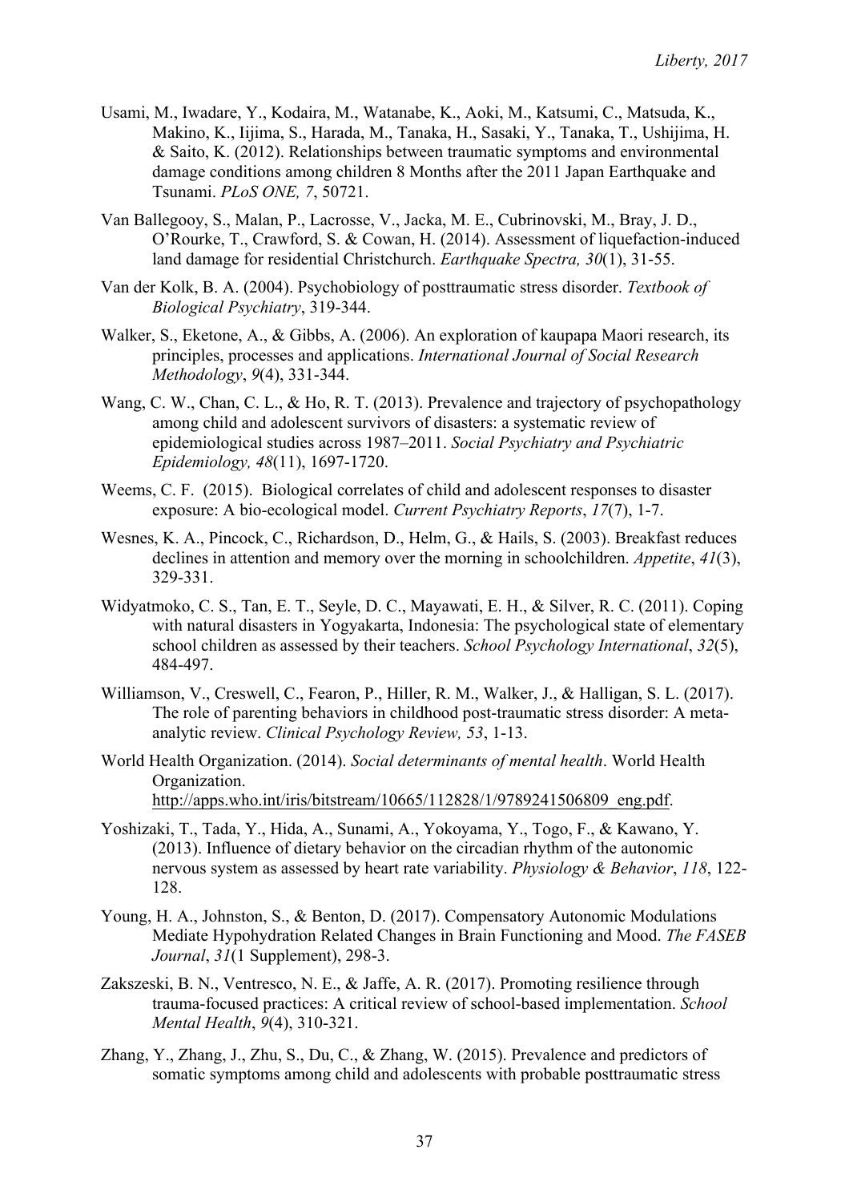Usami, M., Iwadare, Y., Kodaira, M., Watanabe, K., Aoki, M., Katsumi, C., Matsuda, K., Makino, K., Iijima, S., Harada, M., Tanaka, H., Sasaki, Y., Tanaka, T., Ushijima, H. & Saito, K. (2012). Relationships between traumatic symptoms and environmental damage conditions among children 8 Months after the 2011 Japan Earthquake and Tsunami. *PLoS ONE, 7*, 50721.

Van Ballegooy, S., Malan, P., Lacrosse, V., Jacka, M. E., Cubrinovski, M., Bray, J. D., O'Rourke, T., Crawford, S. & Cowan, H. (2014). Assessment of liquefaction-induced land damage for residential Christchurch. *Earthquake Spectra, 30*(1), 31-55.

Van der Kolk, B. A. (2004). Psychobiology of posttraumatic stress disorder. *Textbook of Biological Psychiatry*, 319-344.

Walker, S., Eketone, A., & Gibbs, A. (2006). An exploration of kaupapa Maori research, its principles, processes and applications. *International Journal of Social Research Methodology*, *9*(4), 331-344.

Wang, C. W., Chan, C. L., & Ho, R. T. (2013). Prevalence and trajectory of psychopathology among child and adolescent survivors of disasters: a systematic review of epidemiological studies across 1987–2011. *Social Psychiatry and Psychiatric Epidemiology, 48*(11), 1697-1720.

Weems, C. F. (2015). Biological correlates of child and adolescent responses to disaster exposure: A bio-ecological model. *Current Psychiatry Reports*, *17*(7), 1-7.

Wesnes, K. A., Pincock, C., Richardson, D., Helm, G., & Hails, S. (2003). Breakfast reduces declines in attention and memory over the morning in schoolchildren. *Appetite*, *41*(3), 329-331.

Widyatmoko, C. S., Tan, E. T., Seyle, D. C., Mayawati, E. H., & Silver, R. C. (2011). Coping with natural disasters in Yogyakarta, Indonesia: The psychological state of elementary school children as assessed by their teachers. *School Psychology International*, *32*(5), 484-497.

Williamson, V., Creswell, C., Fearon, P., Hiller, R. M., Walker, J., & Halligan, S. L. (2017). The role of parenting behaviors in childhood post-traumatic stress disorder: A meta-analytic review. *Clinical Psychology Review, 53*, 1-13.

World Health Organization. (2014). *Social determinants of mental health*. World Health Organization. http://apps.who.int/iris/bitstream/10665/112828/1/9789241506809_eng.pdf.

Yoshizaki, T., Tada, Y., Hida, A., Sunami, A., Yokoyama, Y., Togo, F., & Kawano, Y. (2013). Influence of dietary behavior on the circadian rhythm of the autonomic nervous system as assessed by heart rate variability. *Physiology & Behavior*, *118*, 122-128.

Young, H. A., Johnston, S., & Benton, D. (2017). Compensatory Autonomic Modulations Mediate Hypohydration Related Changes in Brain Functioning and Mood. *The FASEB Journal*, *31*(1 Supplement), 298-3.

Zakszeski, B. N., Ventresco, N. E., & Jaffe, A. R. (2017). Promoting resilience through trauma-focused practices: A critical review of school-based implementation. *School Mental Health*, *9*(4), 310-321.

Zhang, Y., Zhang, J., Zhu, S., Du, C., & Zhang, W. (2015). Prevalence and predictors of somatic symptoms among child and adolescents with probable posttraumatic stress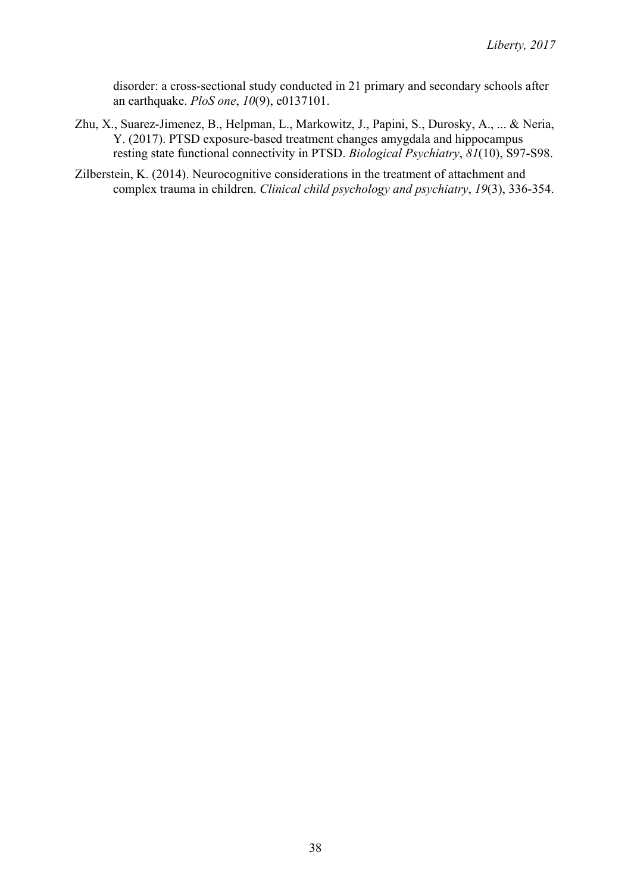disorder: a cross-sectional study conducted in 21 primary and secondary schools after an earthquake. *PloS one*, *10*(9), e0137101.

Zhu, X., Suarez-Jimenez, B., Helpman, L., Markowitz, J., Papini, S., Durosky, A., ... & Neria, Y. (2017). PTSD exposure-based treatment changes amygdala and hippocampus resting state functional connectivity in PTSD. *Biological Psychiatry*, *81*(10), S97-S98.

Zilberstein, K. (2014). Neurocognitive considerations in the treatment of attachment and complex trauma in children. *Clinical child psychology and psychiatry*, *19*(3), 336-354.